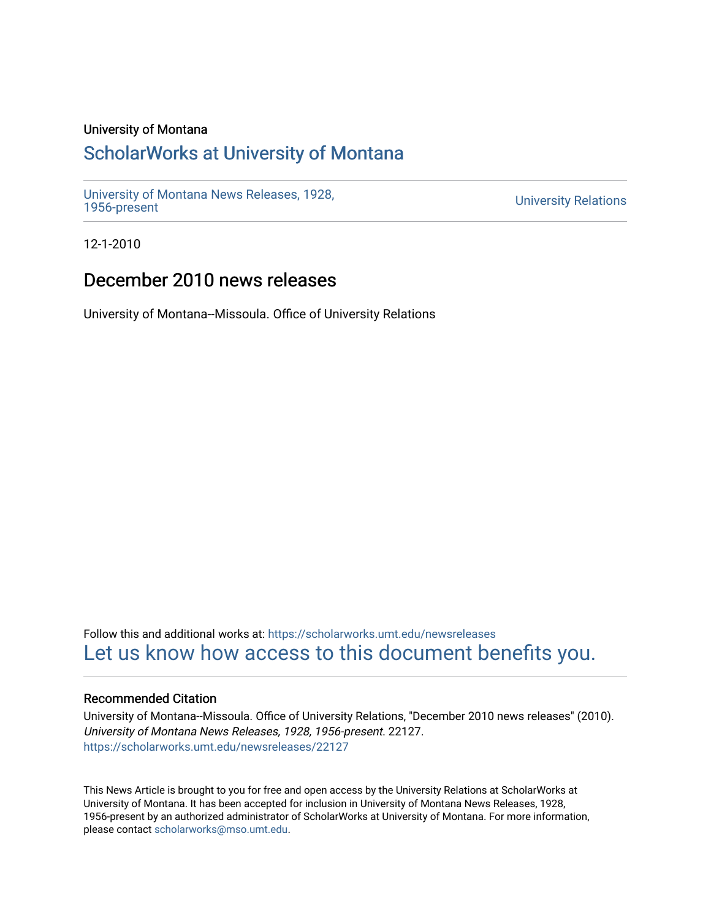University of Montana

# ScholarWorks at University of Montana

University of Montana News Releases, 1928, 1956-present

University Relations

12-1-2010

## December 2010 news releases

University of Montana--Missoula. Office of University Relations

Follow this and additional works at: https://scholarworks.umt.edu/newsreleases

Let us know how access to this document benefits you.

### Recommended Citation

University of Montana--Missoula. Office of University Relations, "December 2010 news releases" (2010). *University of Montana News Releases, 1928, 1956-present*. 22127.
https://scholarworks.umt.edu/newsreleases/22127

This News Article is brought to you for free and open access by the University Relations at ScholarWorks at University of Montana. It has been accepted for inclusion in University of Montana News Releases, 1928, 1956-present by an authorized administrator of ScholarWorks at University of Montana. For more information, please contact scholarworks@mso.umt.edu.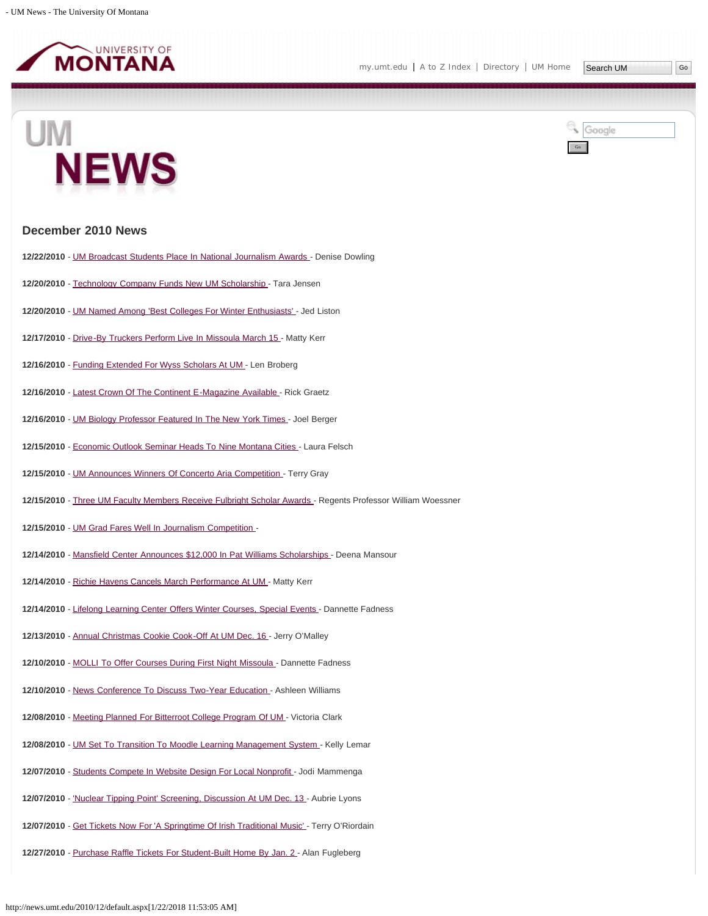# UM NEWS

## December 2010 News

**12/22/2010** - UM Broadcast Students Place In National Journalism Awards - Denise Dowling

**12/20/2010** - Technology Company Funds New UM Scholarship - Tara Jensen

**12/20/2010** - UM Named Among 'Best Colleges For Winter Enthusiasts' - Jed Liston

**12/17/2010** - Drive-By Truckers Perform Live In Missoula March 15 - Matty Kerr

**12/16/2010** - Funding Extended For Wyss Scholars At UM - Len Broberg

**12/16/2010** - Latest Crown Of The Continent E-Magazine Available - Rick Graetz

**12/16/2010** - UM Biology Professor Featured In The New York Times - Joel Berger

**12/15/2010** - Economic Outlook Seminar Heads To Nine Montana Cities - Laura Felsch

**12/15/2010** - UM Announces Winners Of Concerto Aria Competition - Terry Gray

**12/15/2010** - Three UM Faculty Members Receive Fulbright Scholar Awards - Regents Professor William Woessner

**12/15/2010** - UM Grad Fares Well In Journalism Competition -

**12/14/2010** - Mansfield Center Announces $12,000 In Pat Williams Scholarships - Deena Mansour

**12/14/2010** - Richie Havens Cancels March Performance At UM - Matty Kerr

**12/14/2010** - Lifelong Learning Center Offers Winter Courses, Special Events - Dannette Fadness

**12/13/2010** - Annual Christmas Cookie Cook-Off At UM Dec. 16 - Jerry O'Malley

**12/10/2010** - MOLLI To Offer Courses During First Night Missoula - Dannette Fadness

**12/10/2010** - News Conference To Discuss Two-Year Education - Ashleen Williams

**12/08/2010** - Meeting Planned For Bitterroot College Program Of UM - Victoria Clark

**12/08/2010** - UM Set To Transition To Moodle Learning Management System - Kelly Lemar

**12/07/2010** - Students Compete In Website Design For Local Nonprofit - Jodi Mammenga

**12/07/2010** - 'Nuclear Tipping Point' Screening, Discussion At UM Dec. 13 - Aubrie Lyons

**12/07/2010** - Get Tickets Now For 'A Springtime Of Irish Traditional Music' - Terry O'Riordain

**12/27/2010** - Purchase Raffle Tickets For Student-Built Home By Jan. 2 - Alan Fugleberg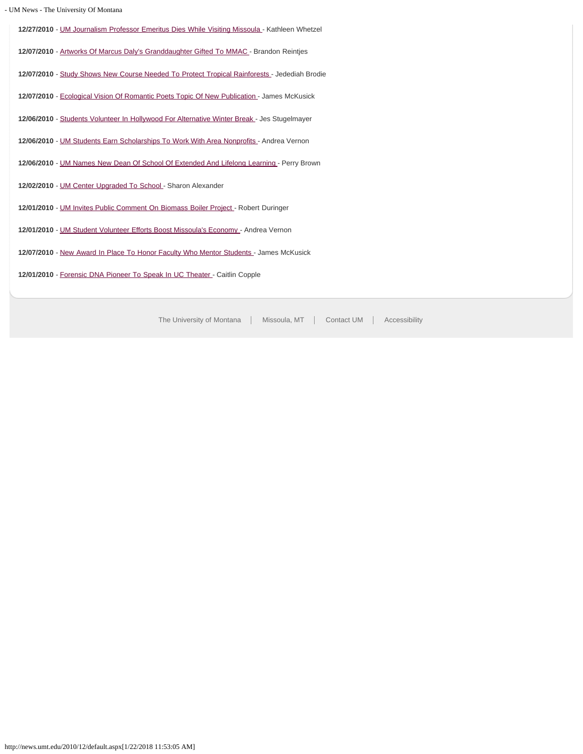**12/27/2010** - UM Journalism Professor Emeritus Dies While Visiting Missoula - Kathleen Whetzel

**12/07/2010** - Artworks Of Marcus Daly's Granddaughter Gifted To MMAC - Brandon Reintjes

**12/07/2010** - Study Shows New Course Needed To Protect Tropical Rainforests - Jedediah Brodie

**12/07/2010** - Ecological Vision Of Romantic Poets Topic Of New Publication - James McKusick

**12/06/2010** - Students Volunteer In Hollywood For Alternative Winter Break - Jes Stugelmayer

**12/06/2010** - UM Students Earn Scholarships To Work With Area Nonprofits - Andrea Vernon

**12/06/2010** - UM Names New Dean Of School Of Extended And Lifelong Learning - Perry Brown

**12/02/2010** - UM Center Upgraded To School - Sharon Alexander

**12/01/2010** - UM Invites Public Comment On Biomass Boiler Project - Robert Duringer

**12/01/2010** - UM Student Volunteer Efforts Boost Missoula's Economy - Andrea Vernon

**12/07/2010** - New Award In Place To Honor Faculty Who Mentor Students - James McKusick

**12/01/2010** - Forensic DNA Pioneer To Speak In UC Theater - Caitlin Copple

The University of Montana | Missoula, MT | Contact UM | Accessibility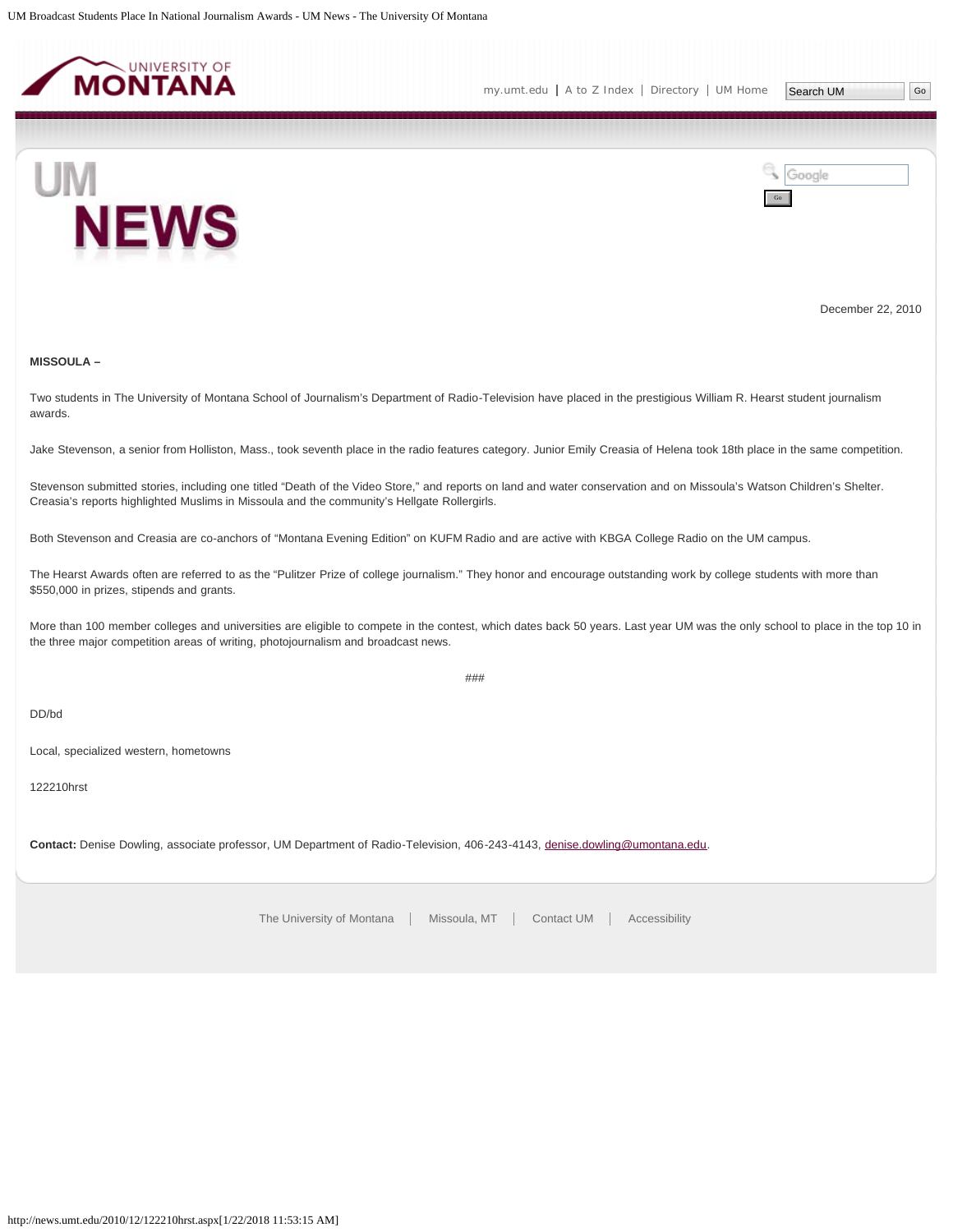December 22, 2010

**MISSOULA –**

Two students in The University of Montana School of Journalism's Department of Radio-Television have placed in the prestigious William R. Hearst student journalism awards.

Jake Stevenson, a senior from Holliston, Mass., took seventh place in the radio features category. Junior Emily Creasia of Helena took 18th place in the same competition.

Stevenson submitted stories, including one titled "Death of the Video Store," and reports on land and water conservation and on Missoula's Watson Children's Shelter. Creasia's reports highlighted Muslims in Missoula and the community's Hellgate Rollergirls.

Both Stevenson and Creasia are co-anchors of "Montana Evening Edition" on KUFM Radio and are active with KBGA College Radio on the UM campus.

The Hearst Awards often are referred to as the "Pulitzer Prize of college journalism." They honor and encourage outstanding work by college students with more than $550,000 in prizes, stipends and grants.

More than 100 member colleges and universities are eligible to compete in the contest, which dates back 50 years. Last year UM was the only school to place in the top 10 in the three major competition areas of writing, photojournalism and broadcast news.

###

DD/bd

Local, specialized western, hometowns

122210hrst

**Contact:** Denise Dowling, associate professor, UM Department of Radio-Television, 406-243-4143, denise.dowling@umontana.edu.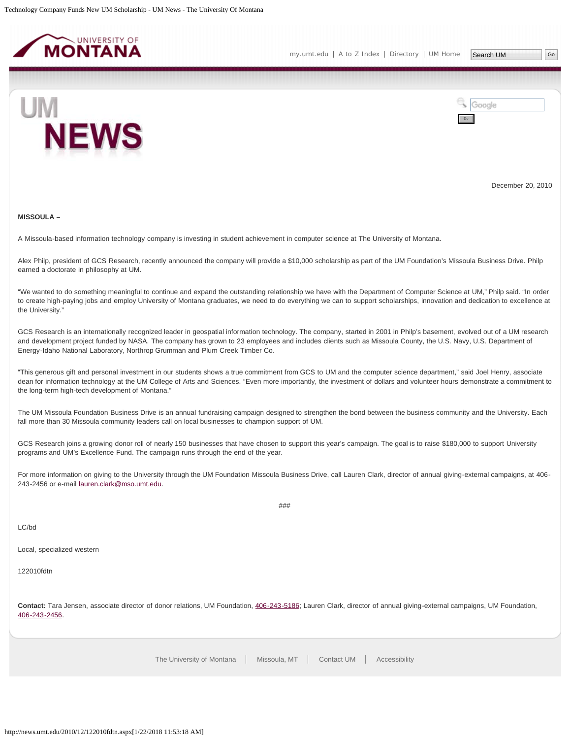December 20, 2010

**MISSOULA –**

A Missoula-based information technology company is investing in student achievement in computer science at The University of Montana.

Alex Philp, president of GCS Research, recently announced the company will provide a $10,000 scholarship as part of the UM Foundation's Missoula Business Drive. Philp earned a doctorate in philosophy at UM.

"We wanted to do something meaningful to continue and expand the outstanding relationship we have with the Department of Computer Science at UM," Philp said. "In order to create high-paying jobs and employ University of Montana graduates, we need to do everything we can to support scholarships, innovation and dedication to excellence at the University."

GCS Research is an internationally recognized leader in geospatial information technology. The company, started in 2001 in Philp's basement, evolved out of a UM research and development project funded by NASA. The company has grown to 23 employees and includes clients such as Missoula County, the U.S. Navy, U.S. Department of Energy-Idaho National Laboratory, Northrop Grumman and Plum Creek Timber Co.

"This generous gift and personal investment in our students shows a true commitment from GCS to UM and the computer science department," said Joel Henry, associate dean for information technology at the UM College of Arts and Sciences. "Even more importantly, the investment of dollars and volunteer hours demonstrate a commitment to the long-term high-tech development of Montana."

The UM Missoula Foundation Business Drive is an annual fundraising campaign designed to strengthen the bond between the business community and the University. Each fall more than 30 Missoula community leaders call on local businesses to champion support of UM.

GCS Research joins a growing donor roll of nearly 150 businesses that have chosen to support this year's campaign. The goal is to raise $180,000 to support University programs and UM's Excellence Fund. The campaign runs through the end of the year.

For more information on giving to the University through the UM Foundation Missoula Business Drive, call Lauren Clark, director of annual giving-external campaigns, at 406-243-2456 or e-mail lauren.clark@mso.umt.edu.

###

LC/bd

Local, specialized western

122010fdtn

**Contact:** Tara Jensen, associate director of donor relations, UM Foundation, 406-243-5186; Lauren Clark, director of annual giving-external campaigns, UM Foundation, 406-243-2456.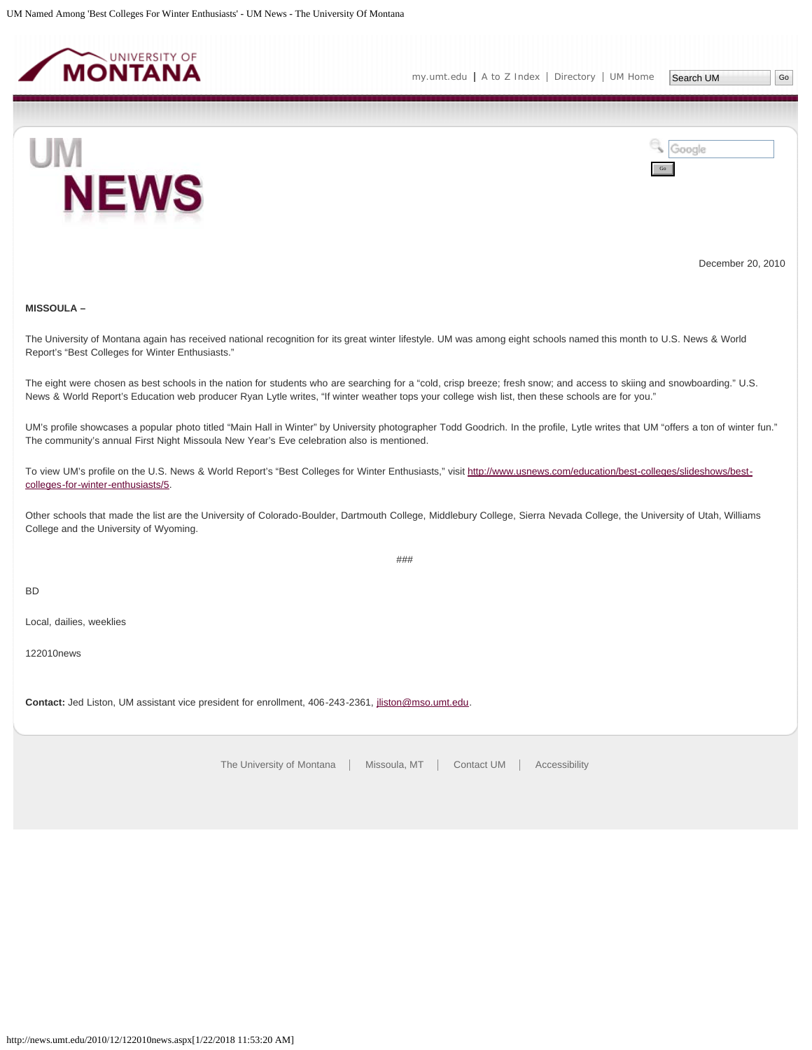December 20, 2010

**MISSOULA –**

The University of Montana again has received national recognition for its great winter lifestyle. UM was among eight schools named this month to U.S. News & World Report's "Best Colleges for Winter Enthusiasts."

The eight were chosen as best schools in the nation for students who are searching for a "cold, crisp breeze; fresh snow; and access to skiing and snowboarding." U.S. News & World Report's Education web producer Ryan Lytle writes, "If winter weather tops your college wish list, then these schools are for you."

UM's profile showcases a popular photo titled "Main Hall in Winter" by University photographer Todd Goodrich. In the profile, Lytle writes that UM "offers a ton of winter fun." The community's annual First Night Missoula New Year's Eve celebration also is mentioned.

To view UM's profile on the U.S. News & World Report's "Best Colleges for Winter Enthusiasts," visit http://www.usnews.com/education/best-colleges/slideshows/best-colleges-for-winter-enthusiasts/5.

Other schools that made the list are the University of Colorado-Boulder, Dartmouth College, Middlebury College, Sierra Nevada College, the University of Utah, Williams College and the University of Wyoming.

###

BD

Local, dailies, weeklies

122010news

**Contact:** Jed Liston, UM assistant vice president for enrollment, 406-243-2361, jliston@mso.umt.edu.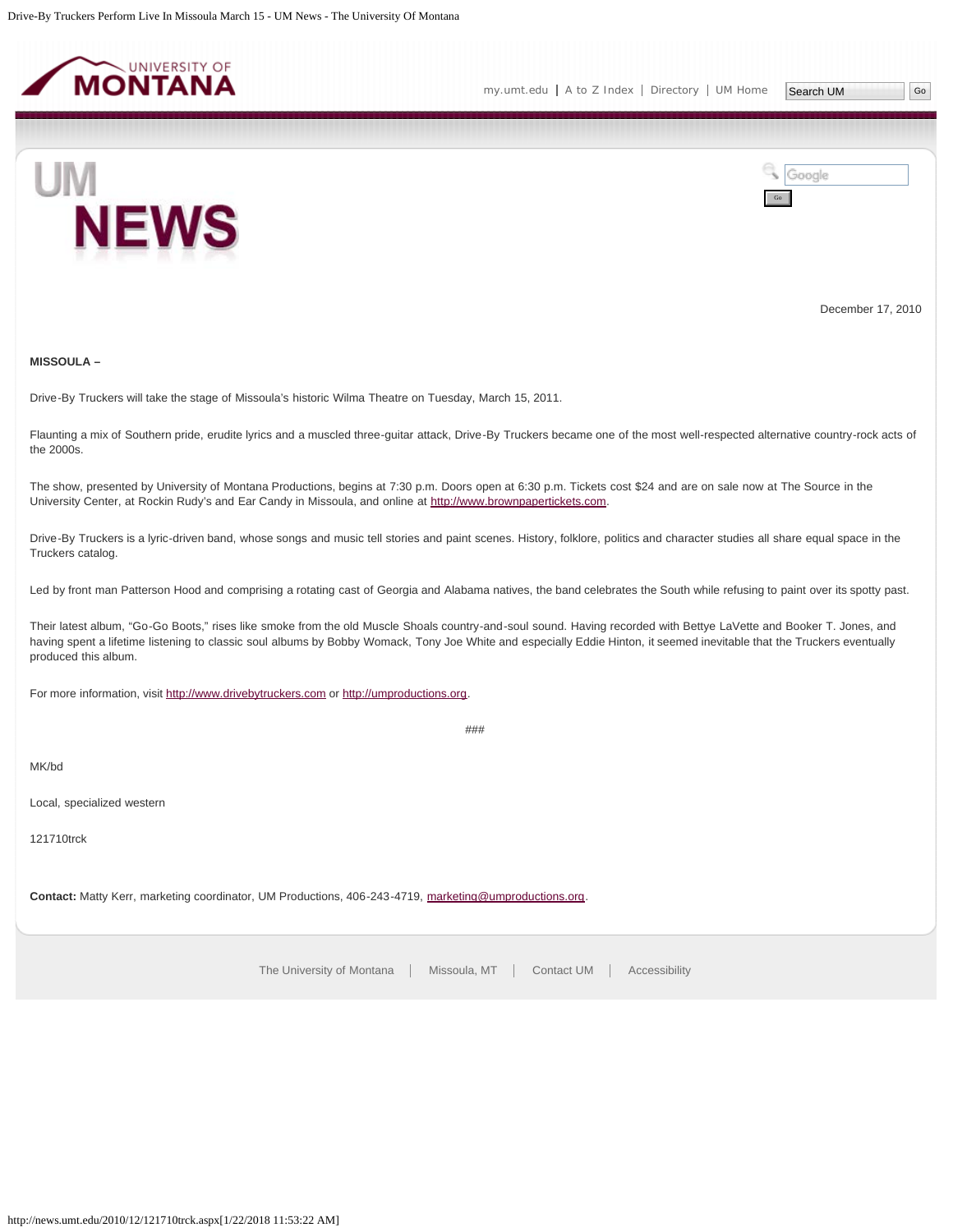December 17, 2010

**MISSOULA –**

Drive-By Truckers will take the stage of Missoula's historic Wilma Theatre on Tuesday, March 15, 2011.

Flaunting a mix of Southern pride, erudite lyrics and a muscled three-guitar attack, Drive-By Truckers became one of the most well-respected alternative country-rock acts of the 2000s.

The show, presented by University of Montana Productions, begins at 7:30 p.m. Doors open at 6:30 p.m. Tickets cost $24 and are on sale now at The Source in the University Center, at Rockin Rudy's and Ear Candy in Missoula, and online at http://www.brownpapertickets.com.

Drive-By Truckers is a lyric-driven band, whose songs and music tell stories and paint scenes. History, folklore, politics and character studies all share equal space in the Truckers catalog.

Led by front man Patterson Hood and comprising a rotating cast of Georgia and Alabama natives, the band celebrates the South while refusing to paint over its spotty past.

Their latest album, "Go-Go Boots," rises like smoke from the old Muscle Shoals country-and-soul sound. Having recorded with Bettye LaVette and Booker T. Jones, and having spent a lifetime listening to classic soul albums by Bobby Womack, Tony Joe White and especially Eddie Hinton, it seemed inevitable that the Truckers eventually produced this album.

For more information, visit http://www.drivebytruckers.com or http://umproductions.org.

###

MK/bd

Local, specialized western

121710trck

**Contact:** Matty Kerr, marketing coordinator, UM Productions, 406-243-4719, marketing@umproductions.org.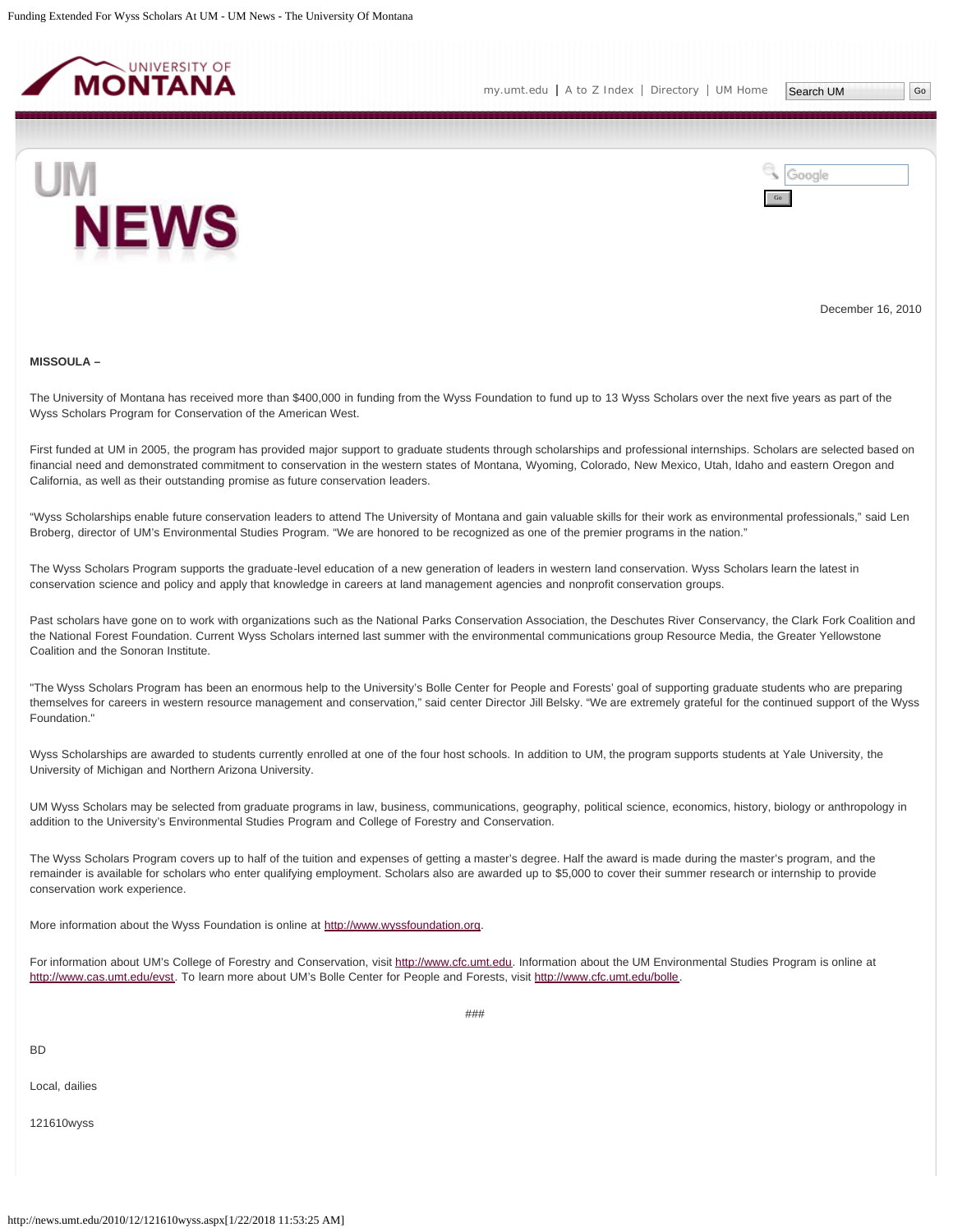December 16, 2010

**MISSOULA –**

The University of Montana has received more than $400,000 in funding from the Wyss Foundation to fund up to 13 Wyss Scholars over the next five years as part of the Wyss Scholars Program for Conservation of the American West.

First funded at UM in 2005, the program has provided major support to graduate students through scholarships and professional internships. Scholars are selected based on financial need and demonstrated commitment to conservation in the western states of Montana, Wyoming, Colorado, New Mexico, Utah, Idaho and eastern Oregon and California, as well as their outstanding promise as future conservation leaders.

"Wyss Scholarships enable future conservation leaders to attend The University of Montana and gain valuable skills for their work as environmental professionals," said Len Broberg, director of UM's Environmental Studies Program. "We are honored to be recognized as one of the premier programs in the nation."

The Wyss Scholars Program supports the graduate-level education of a new generation of leaders in western land conservation. Wyss Scholars learn the latest in conservation science and policy and apply that knowledge in careers at land management agencies and nonprofit conservation groups.

Past scholars have gone on to work with organizations such as the National Parks Conservation Association, the Deschutes River Conservancy, the Clark Fork Coalition and the National Forest Foundation. Current Wyss Scholars interned last summer with the environmental communications group Resource Media, the Greater Yellowstone Coalition and the Sonoran Institute.

"The Wyss Scholars Program has been an enormous help to the University's Bolle Center for People and Forests' goal of supporting graduate students who are preparing themselves for careers in western resource management and conservation," said center Director Jill Belsky. "We are extremely grateful for the continued support of the Wyss Foundation."

Wyss Scholarships are awarded to students currently enrolled at one of the four host schools. In addition to UM, the program supports students at Yale University, the University of Michigan and Northern Arizona University.

UM Wyss Scholars may be selected from graduate programs in law, business, communications, geography, political science, economics, history, biology or anthropology in addition to the University's Environmental Studies Program and College of Forestry and Conservation.

The Wyss Scholars Program covers up to half of the tuition and expenses of getting a master's degree. Half the award is made during the master's program, and the remainder is available for scholars who enter qualifying employment. Scholars also are awarded up to $5,000 to cover their summer research or internship to provide conservation work experience.

More information about the Wyss Foundation is online at http://www.wyssfoundation.org.

For information about UM's College of Forestry and Conservation, visit http://www.cfc.umt.edu. Information about the UM Environmental Studies Program is online at http://www.cas.umt.edu/evst. To learn more about UM's Bolle Center for People and Forests, visit http://www.cfc.umt.edu/bolle.

###

BD

Local, dailies

121610wyss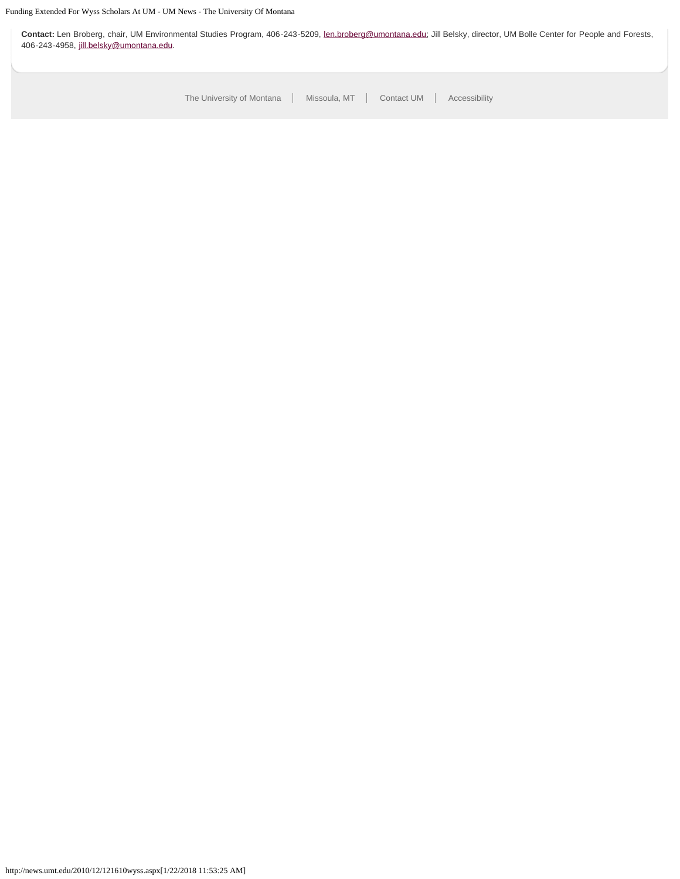**Contact:** Len Broberg, chair, UM Environmental Studies Program, 406-243-5209, len.broberg@umontana.edu; Jill Belsky, director, UM Bolle Center for People and Forests, 406-243-4958, jill.belsky@umontana.edu.

The University of Montana | Missoula, MT | Contact UM | Accessibility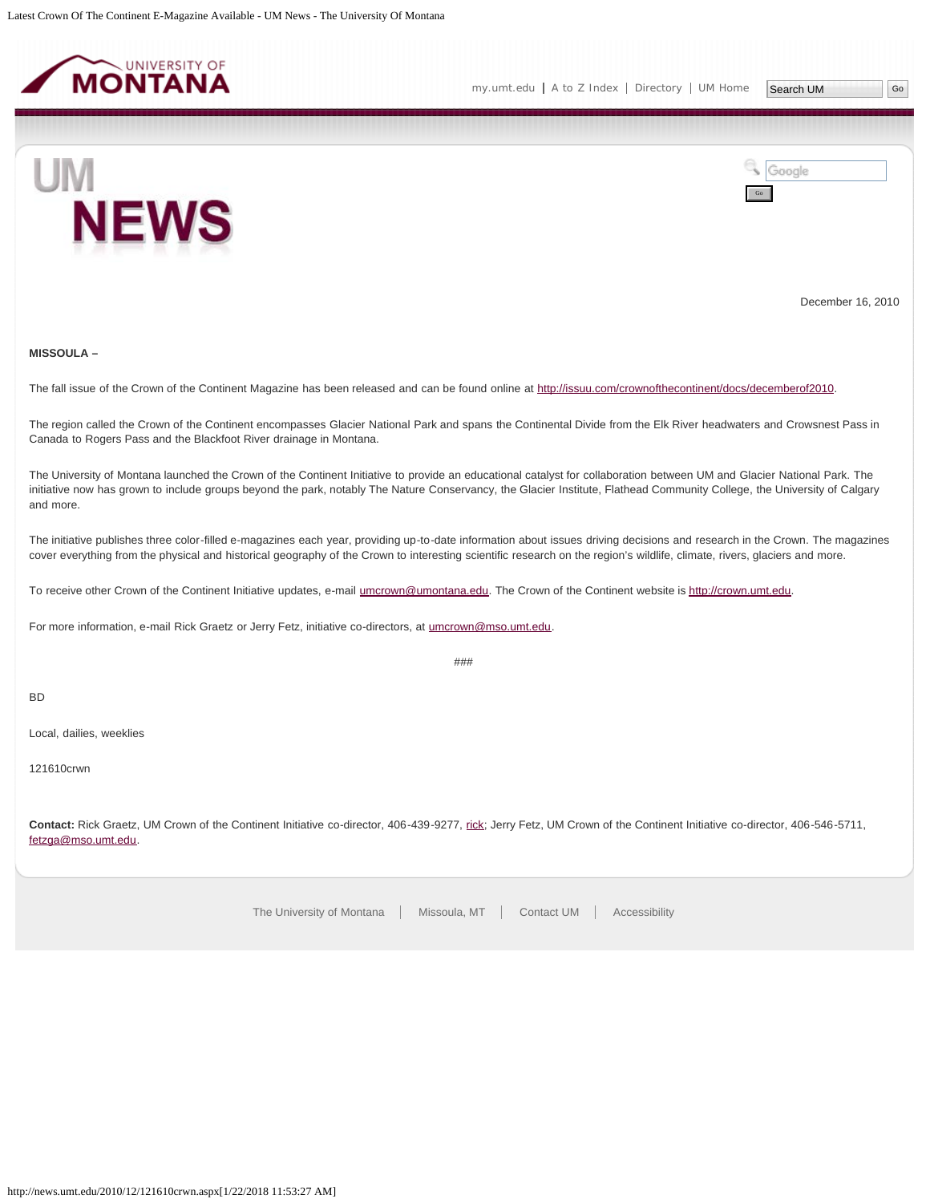December 16, 2010

**MISSOULA –**

The fall issue of the Crown of the Continent Magazine has been released and can be found online at http://issuu.com/crownofthecontinent/docs/decemberof2010.

The region called the Crown of the Continent encompasses Glacier National Park and spans the Continental Divide from the Elk River headwaters and Crowsnest Pass in Canada to Rogers Pass and the Blackfoot River drainage in Montana.

The University of Montana launched the Crown of the Continent Initiative to provide an educational catalyst for collaboration between UM and Glacier National Park. The initiative now has grown to include groups beyond the park, notably The Nature Conservancy, the Glacier Institute, Flathead Community College, the University of Calgary and more.

The initiative publishes three color-filled e-magazines each year, providing up-to-date information about issues driving decisions and research in the Crown. The magazines cover everything from the physical and historical geography of the Crown to interesting scientific research on the region's wildlife, climate, rivers, glaciers and more.

To receive other Crown of the Continent Initiative updates, e-mail umcrown@umontana.edu. The Crown of the Continent website is http://crown.umt.edu.

For more information, e-mail Rick Graetz or Jerry Fetz, initiative co-directors, at umcrown@mso.umt.edu.

###

BD

Local, dailies, weeklies

121610crwn

**Contact:** Rick Graetz, UM Crown of the Continent Initiative co-director, 406-439-9277, rick; Jerry Fetz, UM Crown of the Continent Initiative co-director, 406-546-5711, fetzga@mso.umt.edu.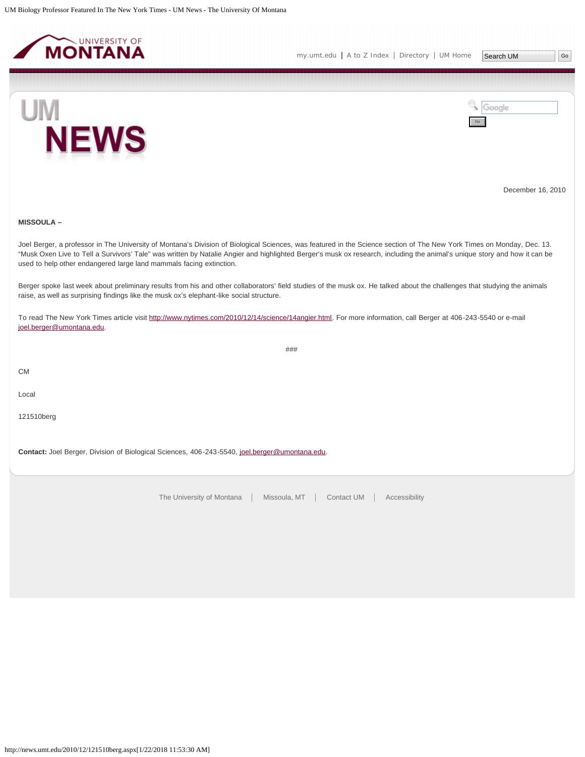December 16, 2010

**MISSOULA –**

Joel Berger, a professor in The University of Montana's Division of Biological Sciences, was featured in the Science section of The New York Times on Monday, Dec. 13. "Musk Oxen Live to Tell a Survivors' Tale" was written by Natalie Angier and highlighted Berger's musk ox research, including the animal's unique story and how it can be used to help other endangered large land mammals facing extinction.

Berger spoke last week about preliminary results from his and other collaborators' field studies of the musk ox. He talked about the challenges that studying the animals raise, as well as surprising findings like the musk ox's elephant-like social structure.

To read The New York Times article visit http://www.nytimes.com/2010/12/14/science/14angier.html. For more information, call Berger at 406-243-5540 or e-mail joel.berger@umontana.edu.

###

CM

Local

121510berg

**Contact:** Joel Berger, Division of Biological Sciences, 406-243-5540, joel.berger@umontana.edu.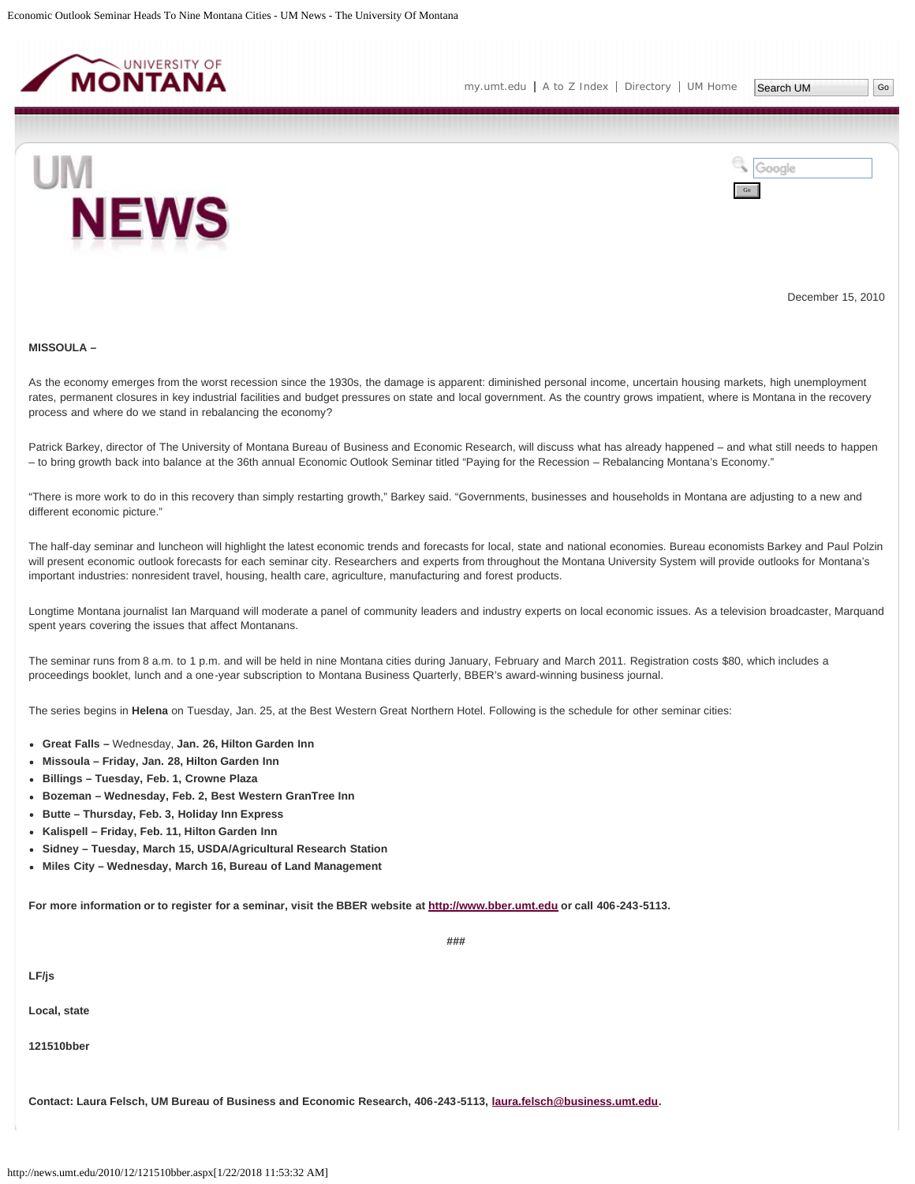December 15, 2010

**MISSOULA –**

As the economy emerges from the worst recession since the 1930s, the damage is apparent: diminished personal income, uncertain housing markets, high unemployment rates, permanent closures in key industrial facilities and budget pressures on state and local government. As the country grows impatient, where is Montana in the recovery process and where do we stand in rebalancing the economy?

Patrick Barkey, director of The University of Montana Bureau of Business and Economic Research, will discuss what has already happened – and what still needs to happen – to bring growth back into balance at the 36th annual Economic Outlook Seminar titled "Paying for the Recession – Rebalancing Montana's Economy."

"There is more work to do in this recovery than simply restarting growth," Barkey said. "Governments, businesses and households in Montana are adjusting to a new and different economic picture."

The half-day seminar and luncheon will highlight the latest economic trends and forecasts for local, state and national economies. Bureau economists Barkey and Paul Polzin will present economic outlook forecasts for each seminar city. Researchers and experts from throughout the Montana University System will provide outlooks for Montana's important industries: nonresident travel, housing, health care, agriculture, manufacturing and forest products.

Longtime Montana journalist Ian Marquand will moderate a panel of community leaders and industry experts on local economic issues. As a television broadcaster, Marquand spent years covering the issues that affect Montanans.

The seminar runs from 8 a.m. to 1 p.m. and will be held in nine Montana cities during January, February and March 2011. Registration costs $80, which includes a proceedings booklet, lunch and a one-year subscription to Montana Business Quarterly, BBER's award-winning business journal.

The series begins in **Helena** on Tuesday, Jan. 25, at the Best Western Great Northern Hotel. Following is the schedule for other seminar cities:

- **Great Falls –** Wednesday, **Jan. 26, Hilton Garden Inn**
- **Missoula – Friday, Jan. 28, Hilton Garden Inn**
- **Billings – Tuesday, Feb. 1, Crowne Plaza**
- **Bozeman – Wednesday, Feb. 2, Best Western GranTree Inn**
- **Butte – Thursday, Feb. 3, Holiday Inn Express**
- **Kalispell – Friday, Feb. 11, Hilton Garden Inn**
- **Sidney – Tuesday, March 15, USDA/Agricultural Research Station**
- **Miles City – Wednesday, March 16, Bureau of Land Management**

**For more information or to register for a seminar, visit the BBER website at http://www.bber.umt.edu or call 406-243-5113.**

###

**LF/js**

**Local, state**

**121510bber**

**Contact: Laura Felsch, UM Bureau of Business and Economic Research, 406-243-5113, laura.felsch@business.umt.edu.**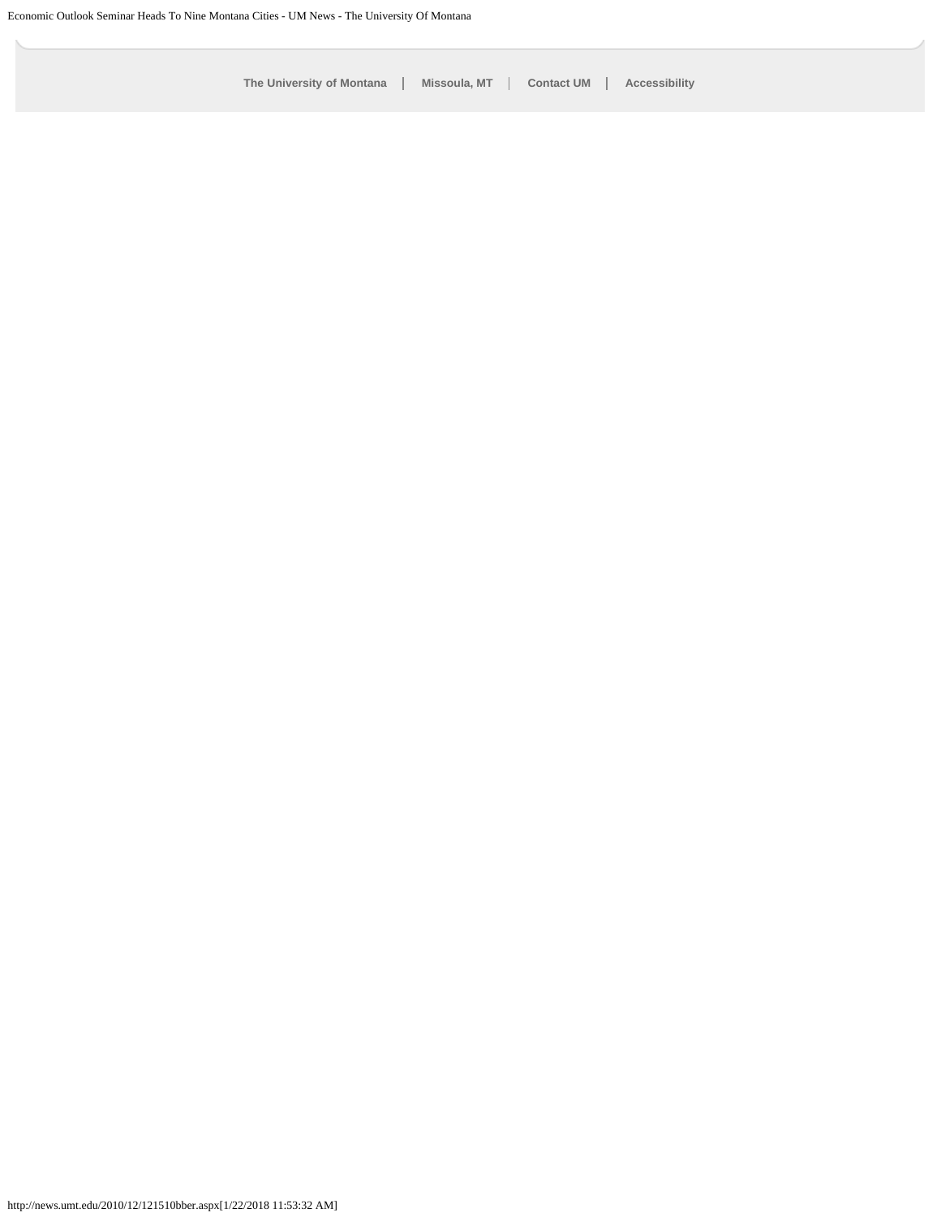The University of Montana | Missoula, MT | Contact UM | Accessibility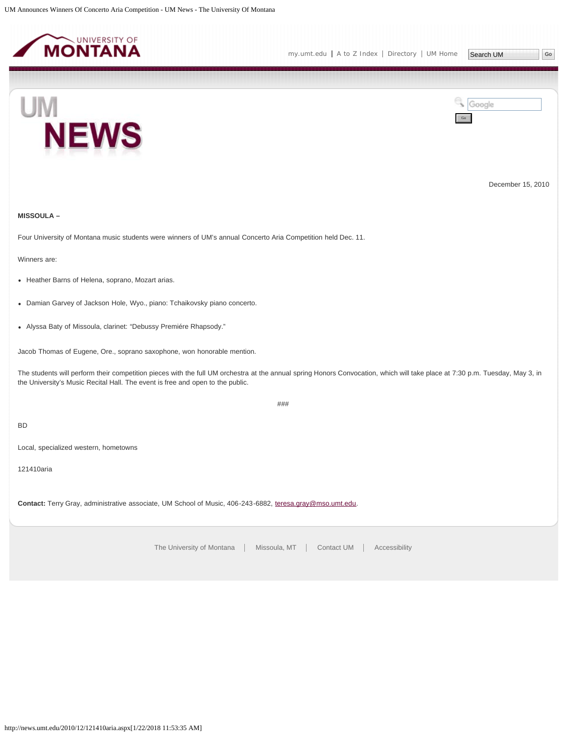December 15, 2010

**MISSOULA –**

Four University of Montana music students were winners of UM's annual Concerto Aria Competition held Dec. 11.

Winners are:

- Heather Barns of Helena, soprano, Mozart arias.
- Damian Garvey of Jackson Hole, Wyo., piano: Tchaikovsky piano concerto.
- Alyssa Baty of Missoula, clarinet: "Debussy Premiére Rhapsody."

Jacob Thomas of Eugene, Ore., soprano saxophone, won honorable mention.

The students will perform their competition pieces with the full UM orchestra at the annual spring Honors Convocation, which will take place at 7:30 p.m. Tuesday, May 3, in the University's Music Recital Hall. The event is free and open to the public.

###

BD

Local, specialized western, hometowns

121410aria

**Contact:** Terry Gray, administrative associate, UM School of Music, 406-243-6882, teresa.gray@mso.umt.edu.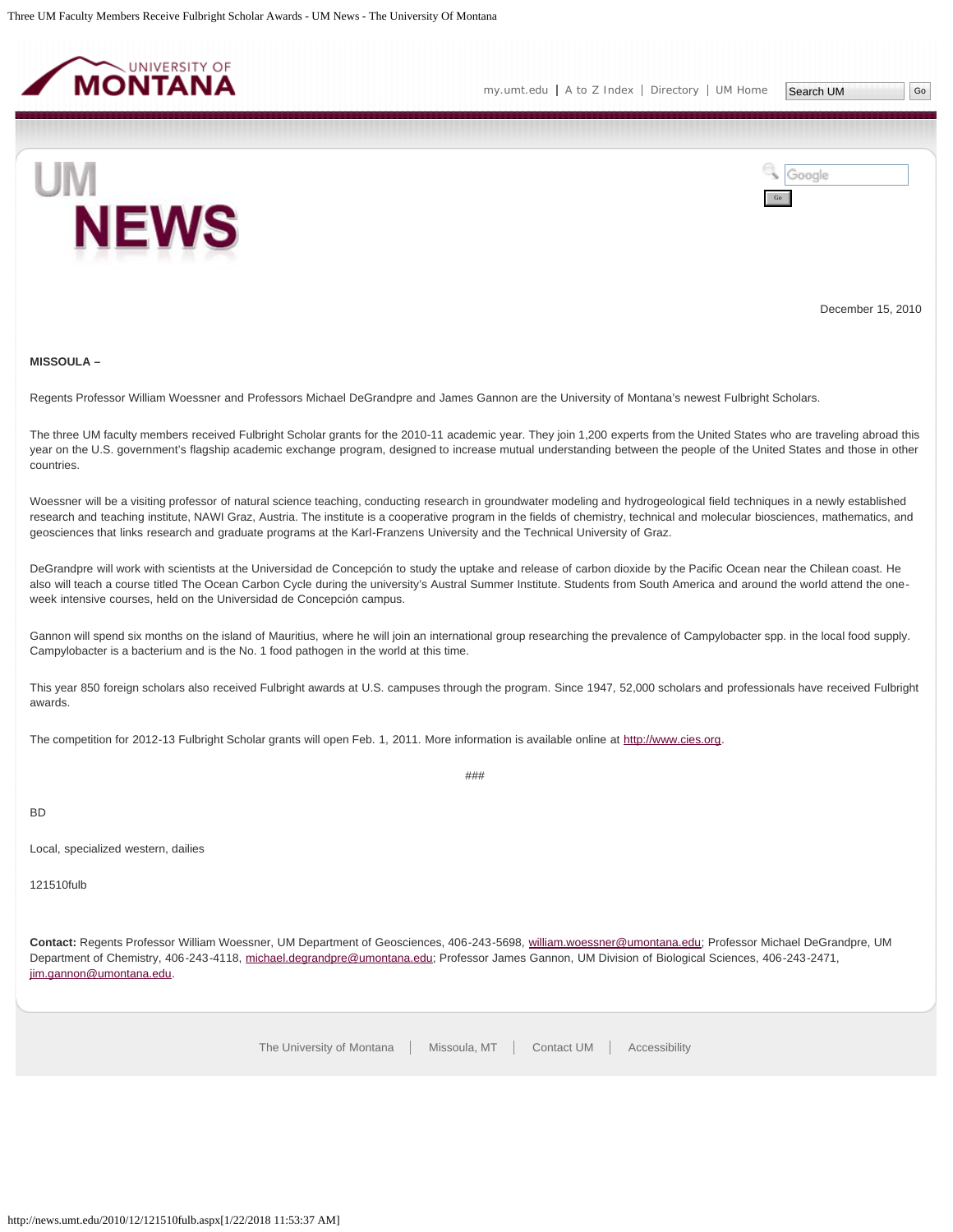December 15, 2010

**MISSOULA –**

Regents Professor William Woessner and Professors Michael DeGrandpre and James Gannon are the University of Montana's newest Fulbright Scholars.

The three UM faculty members received Fulbright Scholar grants for the 2010-11 academic year. They join 1,200 experts from the United States who are traveling abroad this year on the U.S. government's flagship academic exchange program, designed to increase mutual understanding between the people of the United States and those in other countries.

Woessner will be a visiting professor of natural science teaching, conducting research in groundwater modeling and hydrogeological field techniques in a newly established research and teaching institute, NAWI Graz, Austria. The institute is a cooperative program in the fields of chemistry, technical and molecular biosciences, mathematics, and geosciences that links research and graduate programs at the Karl-Franzens University and the Technical University of Graz.

DeGrandpre will work with scientists at the Universidad de Concepción to study the uptake and release of carbon dioxide by the Pacific Ocean near the Chilean coast. He also will teach a course titled The Ocean Carbon Cycle during the university's Austral Summer Institute. Students from South America and around the world attend the one-week intensive courses, held on the Universidad de Concepción campus.

Gannon will spend six months on the island of Mauritius, where he will join an international group researching the prevalence of Campylobacter spp. in the local food supply. Campylobacter is a bacterium and is the No. 1 food pathogen in the world at this time.

This year 850 foreign scholars also received Fulbright awards at U.S. campuses through the program. Since 1947, 52,000 scholars and professionals have received Fulbright awards.

The competition for 2012-13 Fulbright Scholar grants will open Feb. 1, 2011. More information is available online at http://www.cies.org.

###

BD

Local, specialized western, dailies

121510fulb

**Contact:** Regents Professor William Woessner, UM Department of Geosciences, 406-243-5698, william.woessner@umontana.edu; Professor Michael DeGrandpre, UM Department of Chemistry, 406-243-4118, michael.degrandpre@umontana.edu; Professor James Gannon, UM Division of Biological Sciences, 406-243-2471, jim.gannon@umontana.edu.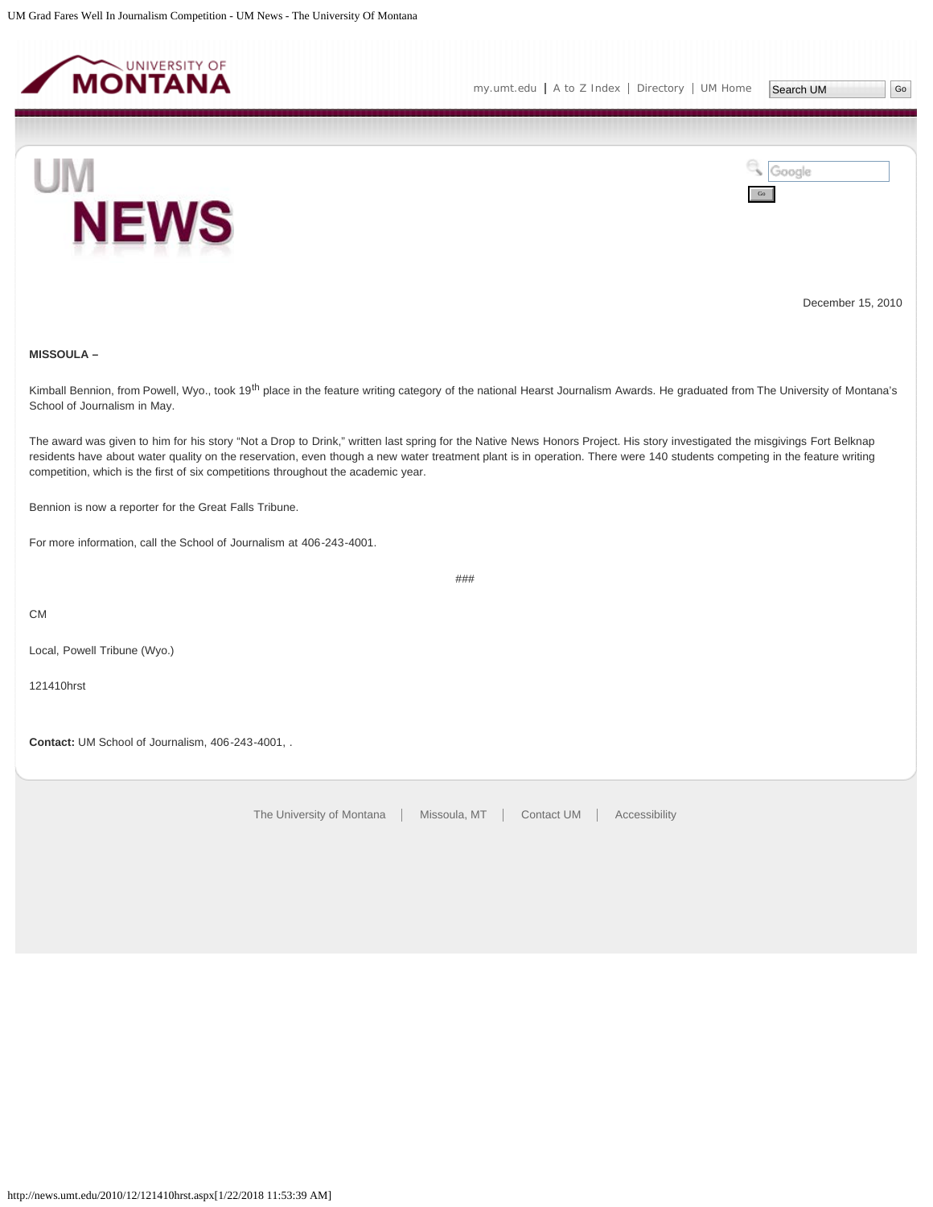December 15, 2010

**MISSOULA –**

Kimball Bennion, from Powell, Wyo., took 19th place in the feature writing category of the national Hearst Journalism Awards. He graduated from The University of Montana's School of Journalism in May.

The award was given to him for his story "Not a Drop to Drink," written last spring for the Native News Honors Project. His story investigated the misgivings Fort Belknap residents have about water quality on the reservation, even though a new water treatment plant is in operation. There were 140 students competing in the feature writing competition, which is the first of six competitions throughout the academic year.

Bennion is now a reporter for the Great Falls Tribune.

For more information, call the School of Journalism at 406-243-4001.

###

CM

Local, Powell Tribune (Wyo.)

121410hrst

**Contact:** UM School of Journalism, 406-243-4001, .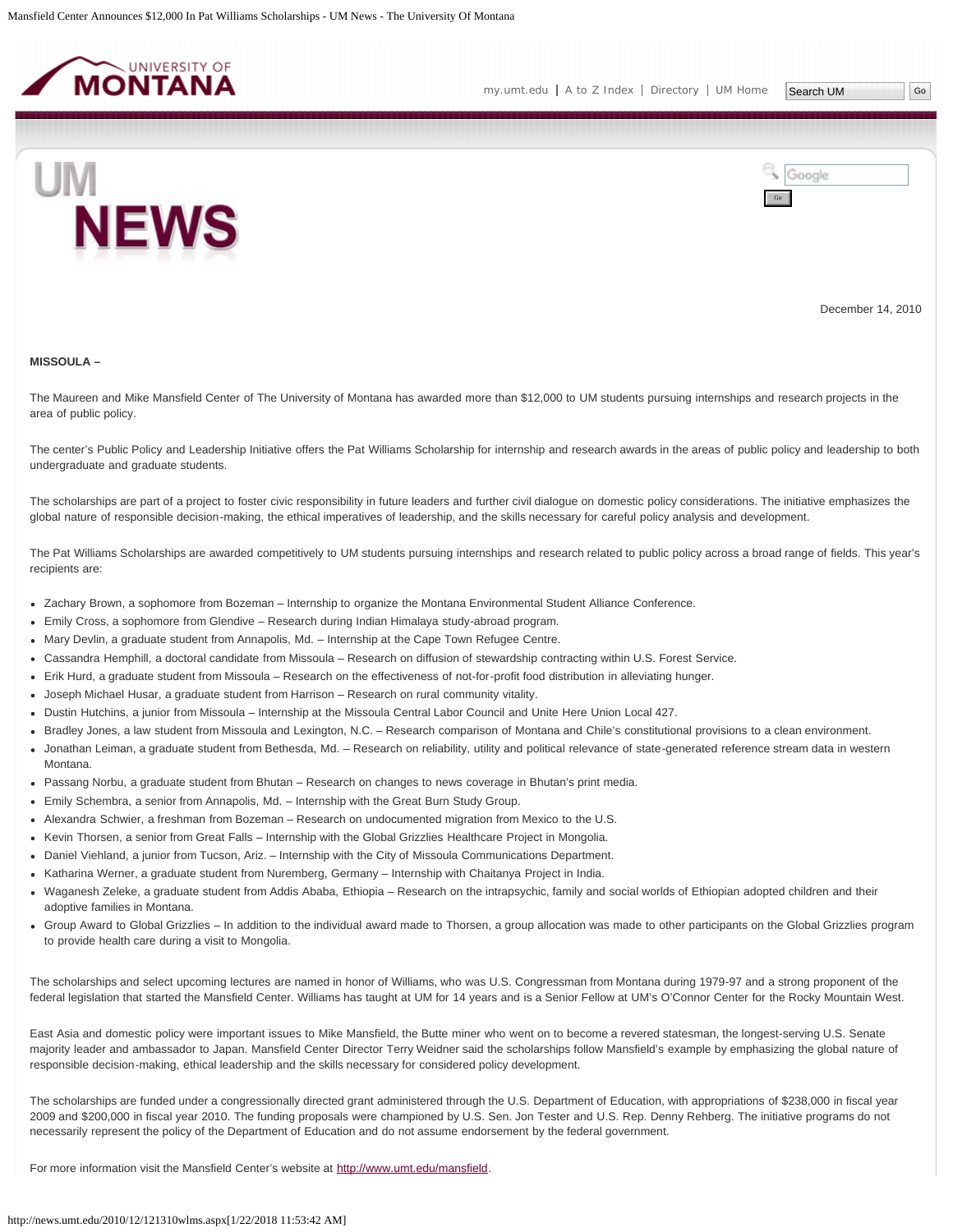December 14, 2010

**MISSOULA –**

The Maureen and Mike Mansfield Center of The University of Montana has awarded more than $12,000 to UM students pursuing internships and research projects in the area of public policy.

The center's Public Policy and Leadership Initiative offers the Pat Williams Scholarship for internship and research awards in the areas of public policy and leadership to both undergraduate and graduate students.

The scholarships are part of a project to foster civic responsibility in future leaders and further civil dialogue on domestic policy considerations. The initiative emphasizes the global nature of responsible decision-making, the ethical imperatives of leadership, and the skills necessary for careful policy analysis and development.

The Pat Williams Scholarships are awarded competitively to UM students pursuing internships and research related to public policy across a broad range of fields. This year's recipients are:

- Zachary Brown, a sophomore from Bozeman – Internship to organize the Montana Environmental Student Alliance Conference.
- Emily Cross, a sophomore from Glendive – Research during Indian Himalaya study-abroad program.
- Mary Devlin, a graduate student from Annapolis, Md. – Internship at the Cape Town Refugee Centre.
- Cassandra Hemphill, a doctoral candidate from Missoula – Research on diffusion of stewardship contracting within U.S. Forest Service.
- Erik Hurd, a graduate student from Missoula – Research on the effectiveness of not-for-profit food distribution in alleviating hunger.
- Joseph Michael Husar, a graduate student from Harrison – Research on rural community vitality.
- Dustin Hutchins, a junior from Missoula – Internship at the Missoula Central Labor Council and Unite Here Union Local 427.
- Bradley Jones, a law student from Missoula and Lexington, N.C. – Research comparison of Montana and Chile's constitutional provisions to a clean environment.
- Jonathan Leiman, a graduate student from Bethesda, Md. – Research on reliability, utility and political relevance of state-generated reference stream data in western Montana.
- Passang Norbu, a graduate student from Bhutan – Research on changes to news coverage in Bhutan's print media.
- Emily Schembra, a senior from Annapolis, Md. – Internship with the Great Burn Study Group.
- Alexandra Schwier, a freshman from Bozeman – Research on undocumented migration from Mexico to the U.S.
- Kevin Thorsen, a senior from Great Falls – Internship with the Global Grizzlies Healthcare Project in Mongolia.
- Daniel Viehland, a junior from Tucson, Ariz. – Internship with the City of Missoula Communications Department.
- Katharina Werner, a graduate student from Nuremberg, Germany – Internship with Chaitanya Project in India.
- Waganesh Zeleke, a graduate student from Addis Ababa, Ethiopia – Research on the intrapsychic, family and social worlds of Ethiopian adopted children and their adoptive families in Montana.
- Group Award to Global Grizzlies – In addition to the individual award made to Thorsen, a group allocation was made to other participants on the Global Grizzlies program to provide health care during a visit to Mongolia.

The scholarships and select upcoming lectures are named in honor of Williams, who was U.S. Congressman from Montana during 1979-97 and a strong proponent of the federal legislation that started the Mansfield Center. Williams has taught at UM for 14 years and is a Senior Fellow at UM's O'Connor Center for the Rocky Mountain West.

East Asia and domestic policy were important issues to Mike Mansfield, the Butte miner who went on to become a revered statesman, the longest-serving U.S. Senate majority leader and ambassador to Japan. Mansfield Center Director Terry Weidner said the scholarships follow Mansfield's example by emphasizing the global nature of responsible decision-making, ethical leadership and the skills necessary for considered policy development.

The scholarships are funded under a congressionally directed grant administered through the U.S. Department of Education, with appropriations of $238,000 in fiscal year 2009 and $200,000 in fiscal year 2010. The funding proposals were championed by U.S. Sen. Jon Tester and U.S. Rep. Denny Rehberg. The initiative programs do not necessarily represent the policy of the Department of Education and do not assume endorsement by the federal government.

For more information visit the Mansfield Center's website at http://www.umt.edu/mansfield.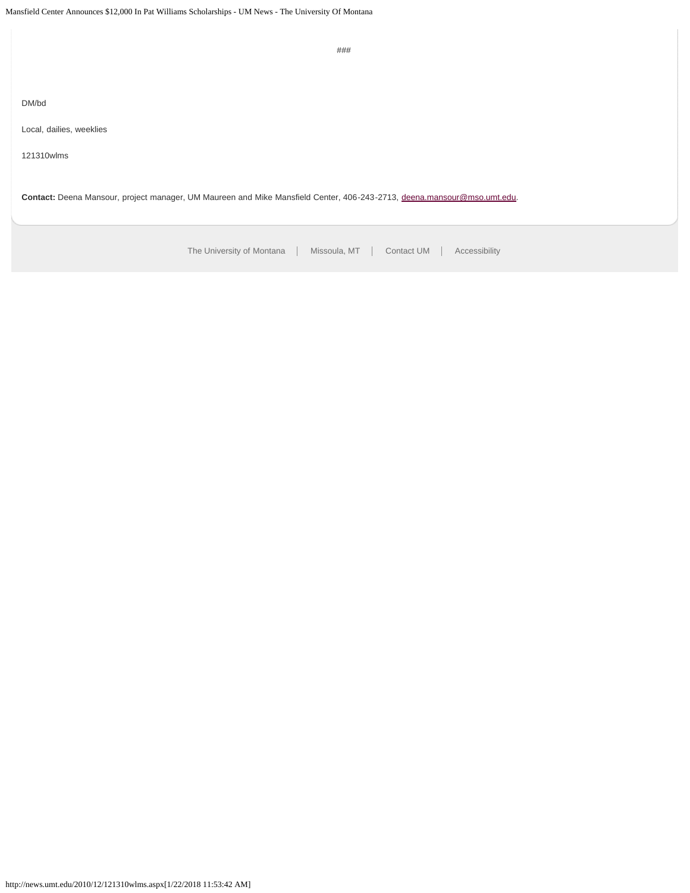###

DM/bd

Local, dailies, weeklies

121310wlms

**Contact:** Deena Mansour, project manager, UM Maureen and Mike Mansfield Center, 406-243-2713, deena.mansour@mso.umt.edu.

The University of Montana | Missoula, MT | Contact UM | Accessibility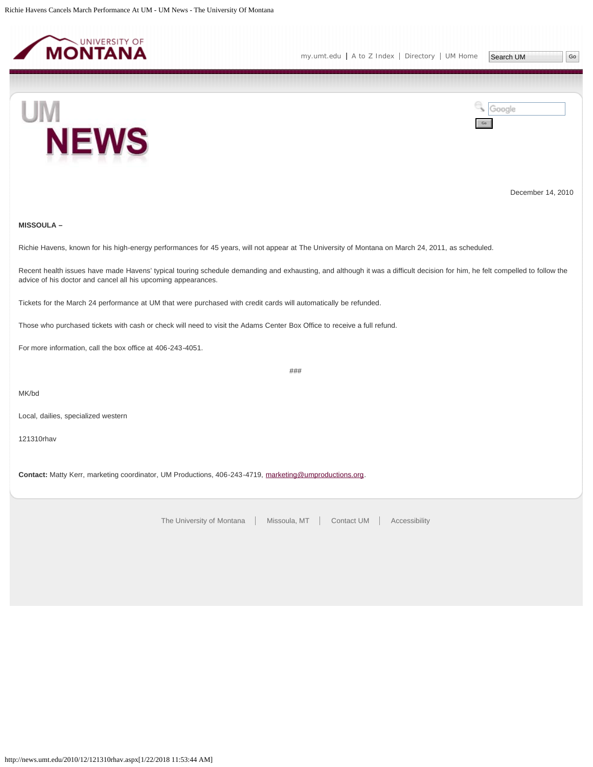December 14, 2010

**MISSOULA –**

Richie Havens, known for his high-energy performances for 45 years, will not appear at The University of Montana on March 24, 2011, as scheduled.

Recent health issues have made Havens' typical touring schedule demanding and exhausting, and although it was a difficult decision for him, he felt compelled to follow the advice of his doctor and cancel all his upcoming appearances.

Tickets for the March 24 performance at UM that were purchased with credit cards will automatically be refunded.

Those who purchased tickets with cash or check will need to visit the Adams Center Box Office to receive a full refund.

For more information, call the box office at 406-243-4051.

###

MK/bd

Local, dailies, specialized western

121310rhav

**Contact:** Matty Kerr, marketing coordinator, UM Productions, 406-243-4719, marketing@umproductions.org.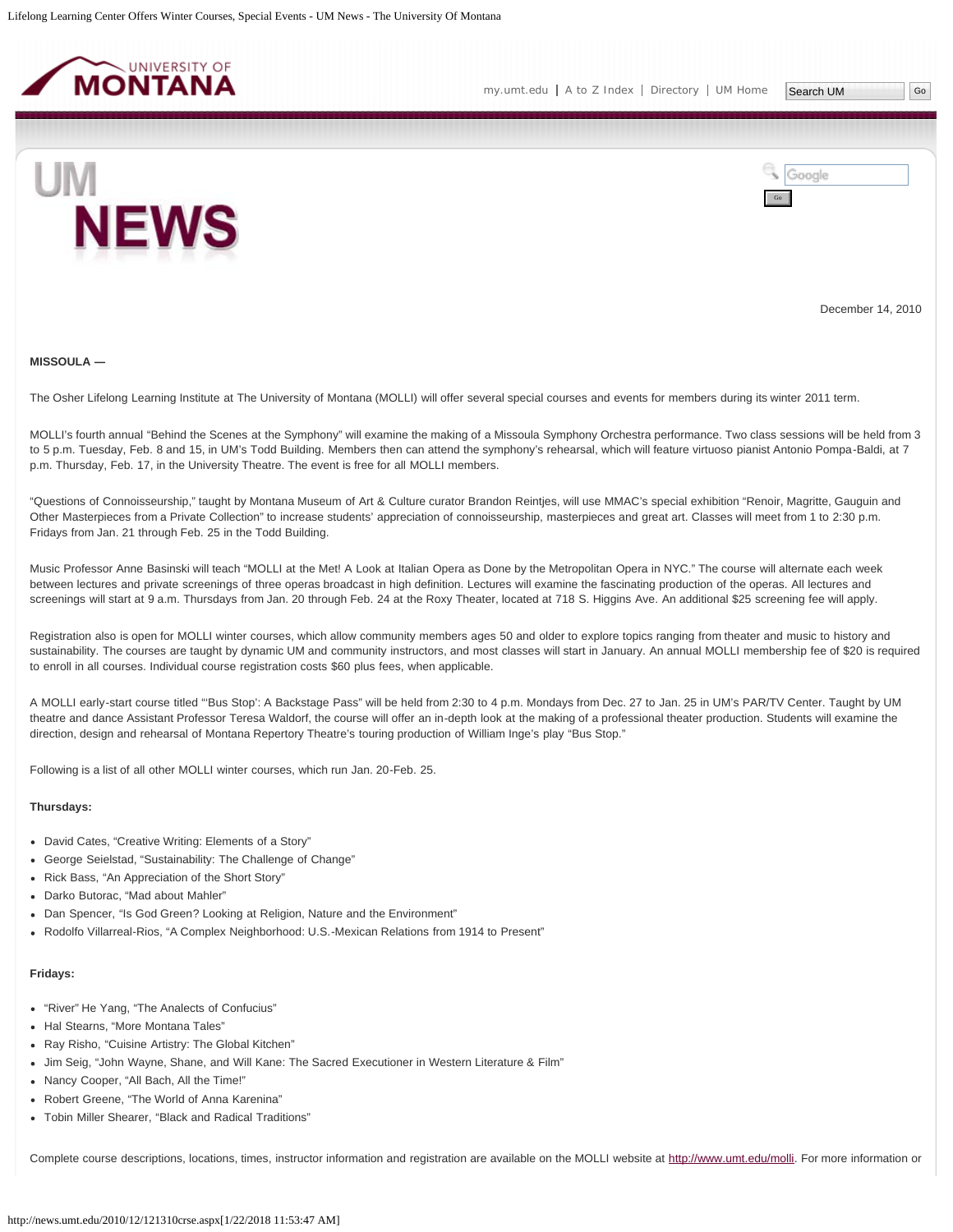December 14, 2010

**MISSOULA —**

The Osher Lifelong Learning Institute at The University of Montana (MOLLI) will offer several special courses and events for members during its winter 2011 term.

MOLLI's fourth annual "Behind the Scenes at the Symphony" will examine the making of a Missoula Symphony Orchestra performance. Two class sessions will be held from 3 to 5 p.m. Tuesday, Feb. 8 and 15, in UM's Todd Building. Members then can attend the symphony's rehearsal, which will feature virtuoso pianist Antonio Pompa-Baldi, at 7 p.m. Thursday, Feb. 17, in the University Theatre. The event is free for all MOLLI members.

"Questions of Connoisseurship," taught by Montana Museum of Art & Culture curator Brandon Reintjes, will use MMAC's special exhibition "Renoir, Magritte, Gauguin and Other Masterpieces from a Private Collection" to increase students' appreciation of connoisseurship, masterpieces and great art. Classes will meet from 1 to 2:30 p.m. Fridays from Jan. 21 through Feb. 25 in the Todd Building.

Music Professor Anne Basinski will teach "MOLLI at the Met! A Look at Italian Opera as Done by the Metropolitan Opera in NYC." The course will alternate each week between lectures and private screenings of three operas broadcast in high definition. Lectures will examine the fascinating production of the operas. All lectures and screenings will start at 9 a.m. Thursdays from Jan. 20 through Feb. 24 at the Roxy Theater, located at 718 S. Higgins Ave. An additional $25 screening fee will apply.

Registration also is open for MOLLI winter courses, which allow community members ages 50 and older to explore topics ranging from theater and music to history and sustainability. The courses are taught by dynamic UM and community instructors, and most classes will start in January. An annual MOLLI membership fee of $20 is required to enroll in all courses. Individual course registration costs $60 plus fees, when applicable.

A MOLLI early-start course titled "'Bus Stop': A Backstage Pass" will be held from 2:30 to 4 p.m. Mondays from Dec. 27 to Jan. 25 in UM's PAR/TV Center. Taught by UM theatre and dance Assistant Professor Teresa Waldorf, the course will offer an in-depth look at the making of a professional theater production. Students will examine the direction, design and rehearsal of Montana Repertory Theatre's touring production of William Inge's play "Bus Stop."

Following is a list of all other MOLLI winter courses, which run Jan. 20-Feb. 25.

**Thursdays:**

- David Cates, "Creative Writing: Elements of a Story"
- George Seielstad, "Sustainability: The Challenge of Change"
- Rick Bass, "An Appreciation of the Short Story"
- Darko Butorac, "Mad about Mahler"
- Dan Spencer, "Is God Green? Looking at Religion, Nature and the Environment"
- Rodolfo Villarreal-Rios, "A Complex Neighborhood: U.S.-Mexican Relations from 1914 to Present"

**Fridays:**

- "River" He Yang, "The Analects of Confucius"
- Hal Stearns, "More Montana Tales"
- Ray Risho, "Cuisine Artistry: The Global Kitchen"
- Jim Seig, "John Wayne, Shane, and Will Kane: The Sacred Executioner in Western Literature & Film"
- Nancy Cooper, "All Bach, All the Time!"
- Robert Greene, "The World of Anna Karenina"
- Tobin Miller Shearer, "Black and Radical Traditions"

Complete course descriptions, locations, times, instructor information and registration are available on the MOLLI website at http://www.umt.edu/molli. For more information or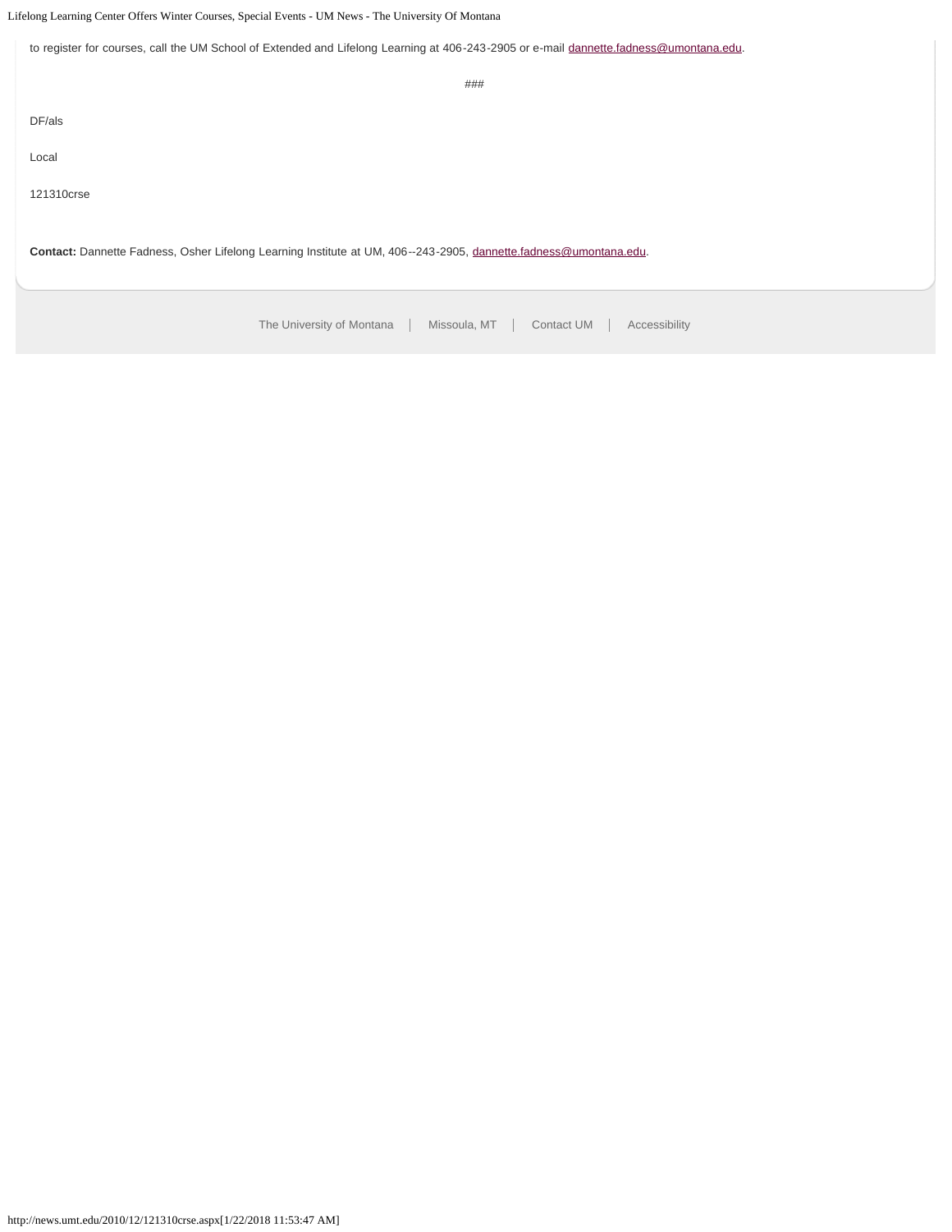to register for courses, call the UM School of Extended and Lifelong Learning at 406-243-2905 or e-mail dannette.fadness@umontana.edu.

###

DF/als

Local

121310crse

**Contact:** Dannette Fadness, Osher Lifelong Learning Institute at UM, 406--243-2905, dannette.fadness@umontana.edu.

The University of Montana | Missoula, MT | Contact UM | Accessibility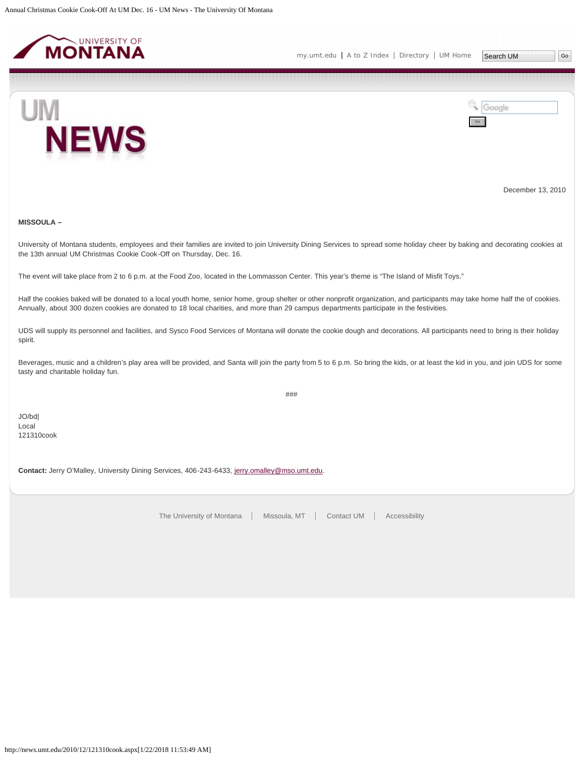December 13, 2010

**MISSOULA –**

University of Montana students, employees and their families are invited to join University Dining Services to spread some holiday cheer by baking and decorating cookies at the 13th annual UM Christmas Cookie Cook-Off on Thursday, Dec. 16.

The event will take place from 2 to 6 p.m. at the Food Zoo, located in the Lommasson Center. This year's theme is "The Island of Misfit Toys."

Half the cookies baked will be donated to a local youth home, senior home, group shelter or other nonprofit organization, and participants may take home half the of cookies. Annually, about 300 dozen cookies are donated to 18 local charities, and more than 29 campus departments participate in the festivities.

UDS will supply its personnel and facilities, and Sysco Food Services of Montana will donate the cookie dough and decorations. All participants need to bring is their holiday spirit.

Beverages, music and a children's play area will be provided, and Santa will join the party from 5 to 6 p.m. So bring the kids, or at least the kid in you, and join UDS for some tasty and charitable holiday fun.

###

JO/bd|
Local
121310cook

**Contact:** Jerry O'Malley, University Dining Services, 406-243-6433, jerry.omalley@mso.umt.edu.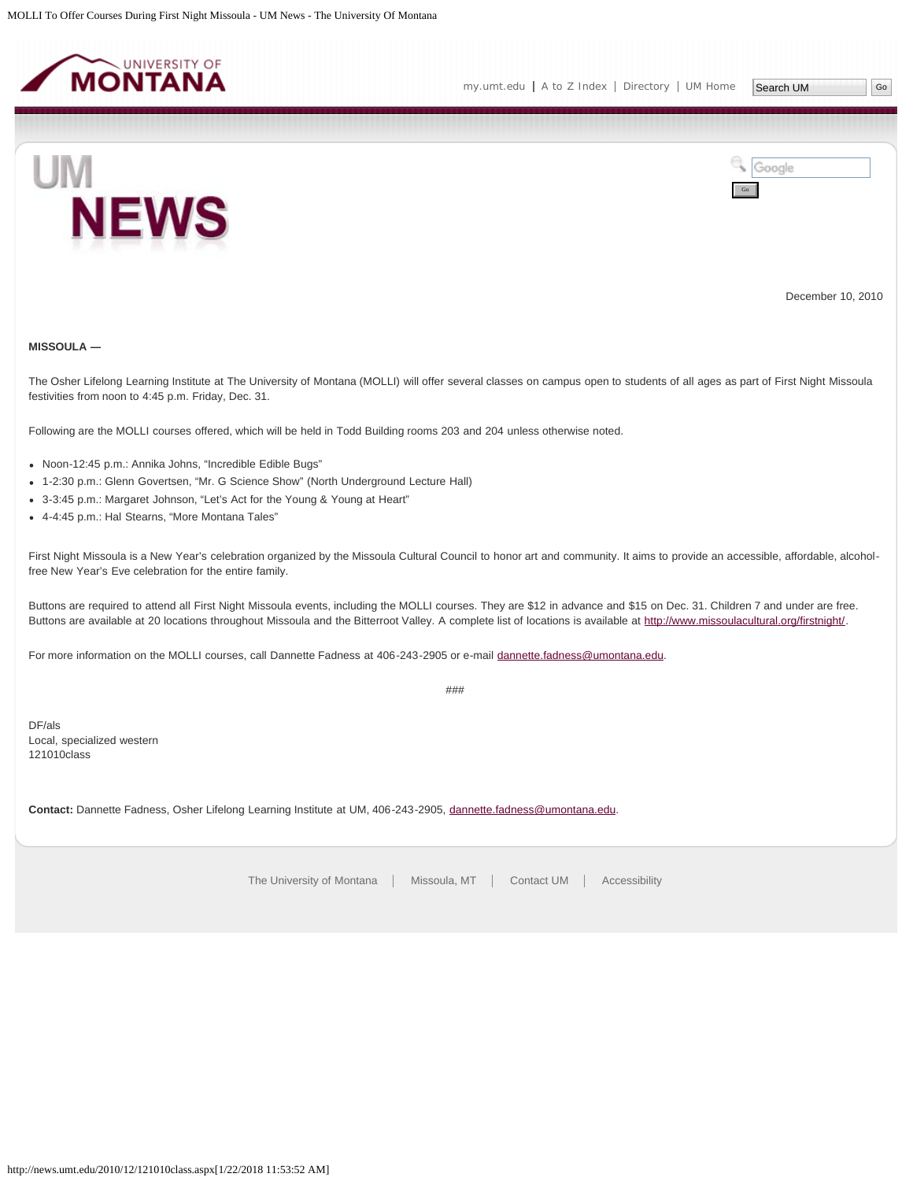December 10, 2010

**MISSOULA —**

The Osher Lifelong Learning Institute at The University of Montana (MOLLI) will offer several classes on campus open to students of all ages as part of First Night Missoula festivities from noon to 4:45 p.m. Friday, Dec. 31.

Following are the MOLLI courses offered, which will be held in Todd Building rooms 203 and 204 unless otherwise noted.

- Noon-12:45 p.m.: Annika Johns, “Incredible Edible Bugs”
- 1-2:30 p.m.: Glenn Govertsen, “Mr. G Science Show” (North Underground Lecture Hall)
- 3-3:45 p.m.: Margaret Johnson, “Let’s Act for the Young & Young at Heart”
- 4-4:45 p.m.: Hal Stearns, “More Montana Tales”

First Night Missoula is a New Year’s celebration organized by the Missoula Cultural Council to honor art and community. It aims to provide an accessible, affordable, alcohol-free New Year’s Eve celebration for the entire family.

Buttons are required to attend all First Night Missoula events, including the MOLLI courses. They are $12 in advance and $15 on Dec. 31. Children 7 and under are free. Buttons are available at 20 locations throughout Missoula and the Bitterroot Valley. A complete list of locations is available at http://www.missoulacultural.org/firstnight/.

For more information on the MOLLI courses, call Dannette Fadness at 406-243-2905 or e-mail dannette.fadness@umontana.edu.

###

DF/als
Local, specialized western
121010class

**Contact:** Dannette Fadness, Osher Lifelong Learning Institute at UM, 406-243-2905, dannette.fadness@umontana.edu.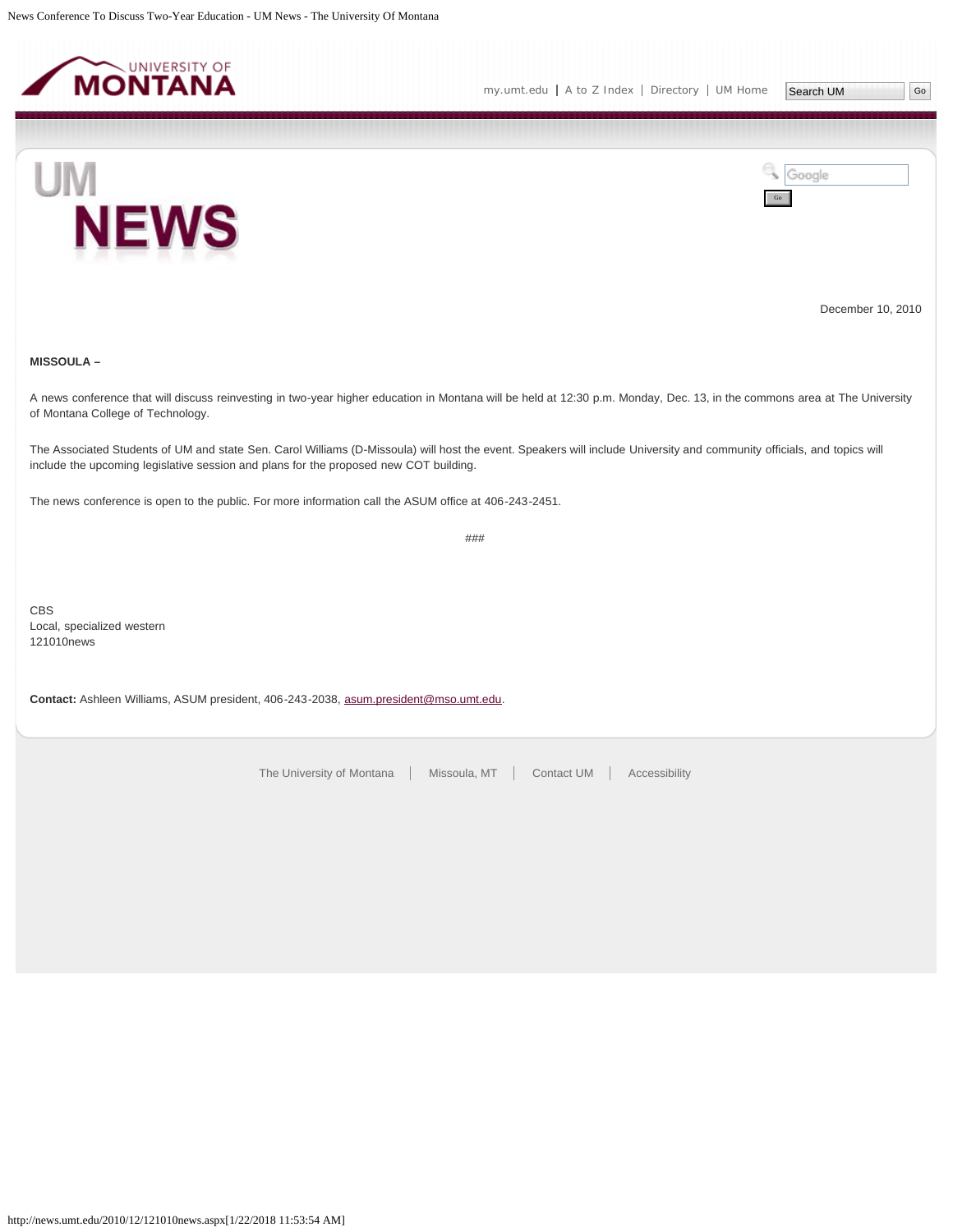December 10, 2010

**MISSOULA –**

A news conference that will discuss reinvesting in two-year higher education in Montana will be held at 12:30 p.m. Monday, Dec. 13, in the commons area at The University of Montana College of Technology.

The Associated Students of UM and state Sen. Carol Williams (D-Missoula) will host the event. Speakers will include University and community officials, and topics will include the upcoming legislative session and plans for the proposed new COT building.

The news conference is open to the public. For more information call the ASUM office at 406-243-2451.

###

CBS
Local, specialized western
121010news

**Contact:** Ashleen Williams, ASUM president, 406-243-2038, asum.president@mso.umt.edu.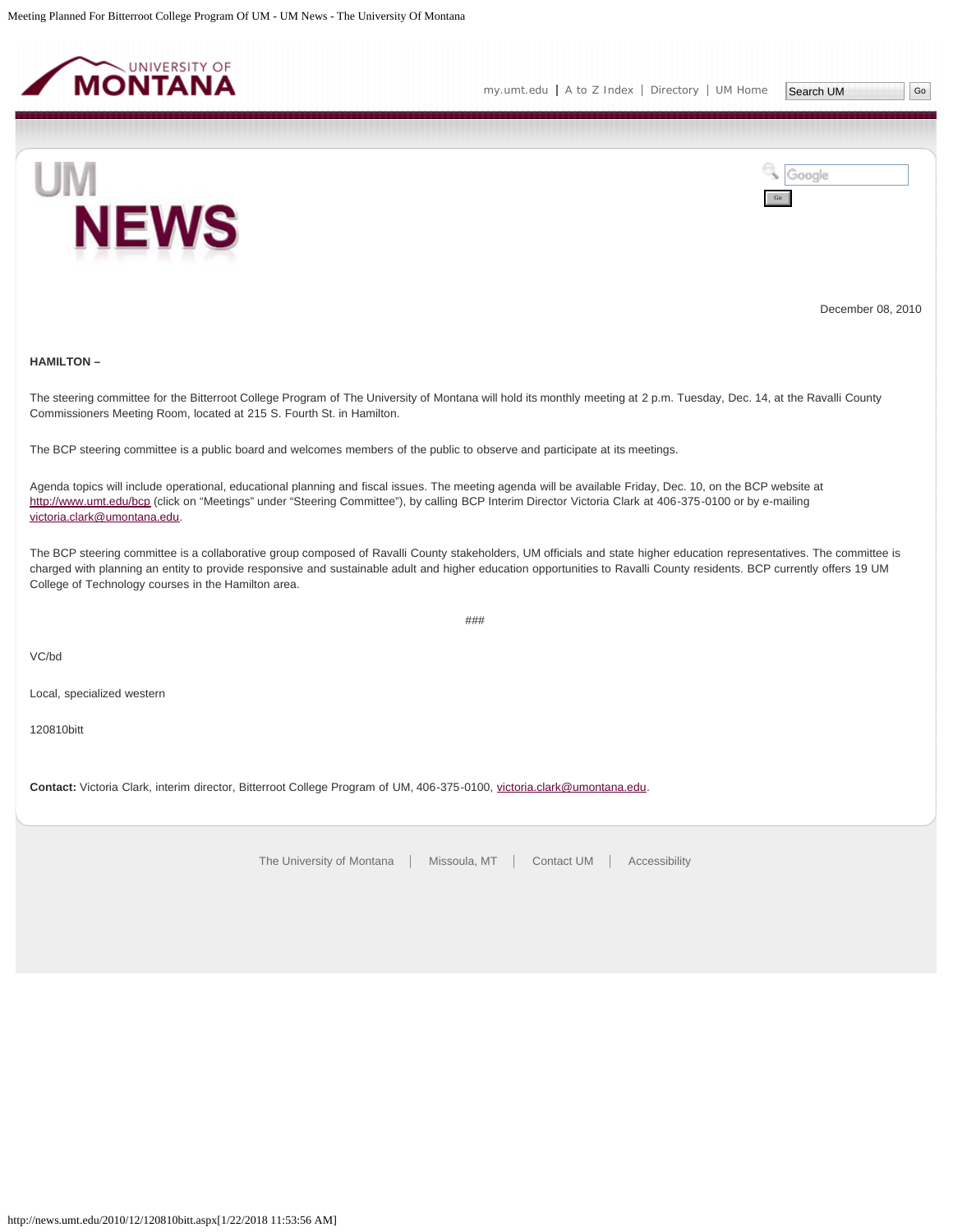December 08, 2010

**HAMILTON –**

The steering committee for the Bitterroot College Program of The University of Montana will hold its monthly meeting at 2 p.m. Tuesday, Dec. 14, at the Ravalli County Commissioners Meeting Room, located at 215 S. Fourth St. in Hamilton.

The BCP steering committee is a public board and welcomes members of the public to observe and participate at its meetings.

Agenda topics will include operational, educational planning and fiscal issues. The meeting agenda will be available Friday, Dec. 10, on the BCP website at http://www.umt.edu/bcp (click on "Meetings" under "Steering Committee"), by calling BCP Interim Director Victoria Clark at 406-375-0100 or by e-mailing victoria.clark@umontana.edu.

The BCP steering committee is a collaborative group composed of Ravalli County stakeholders, UM officials and state higher education representatives. The committee is charged with planning an entity to provide responsive and sustainable adult and higher education opportunities to Ravalli County residents. BCP currently offers 19 UM College of Technology courses in the Hamilton area.

###

VC/bd

Local, specialized western

120810bitt

**Contact:** Victoria Clark, interim director, Bitterroot College Program of UM, 406-375-0100, victoria.clark@umontana.edu.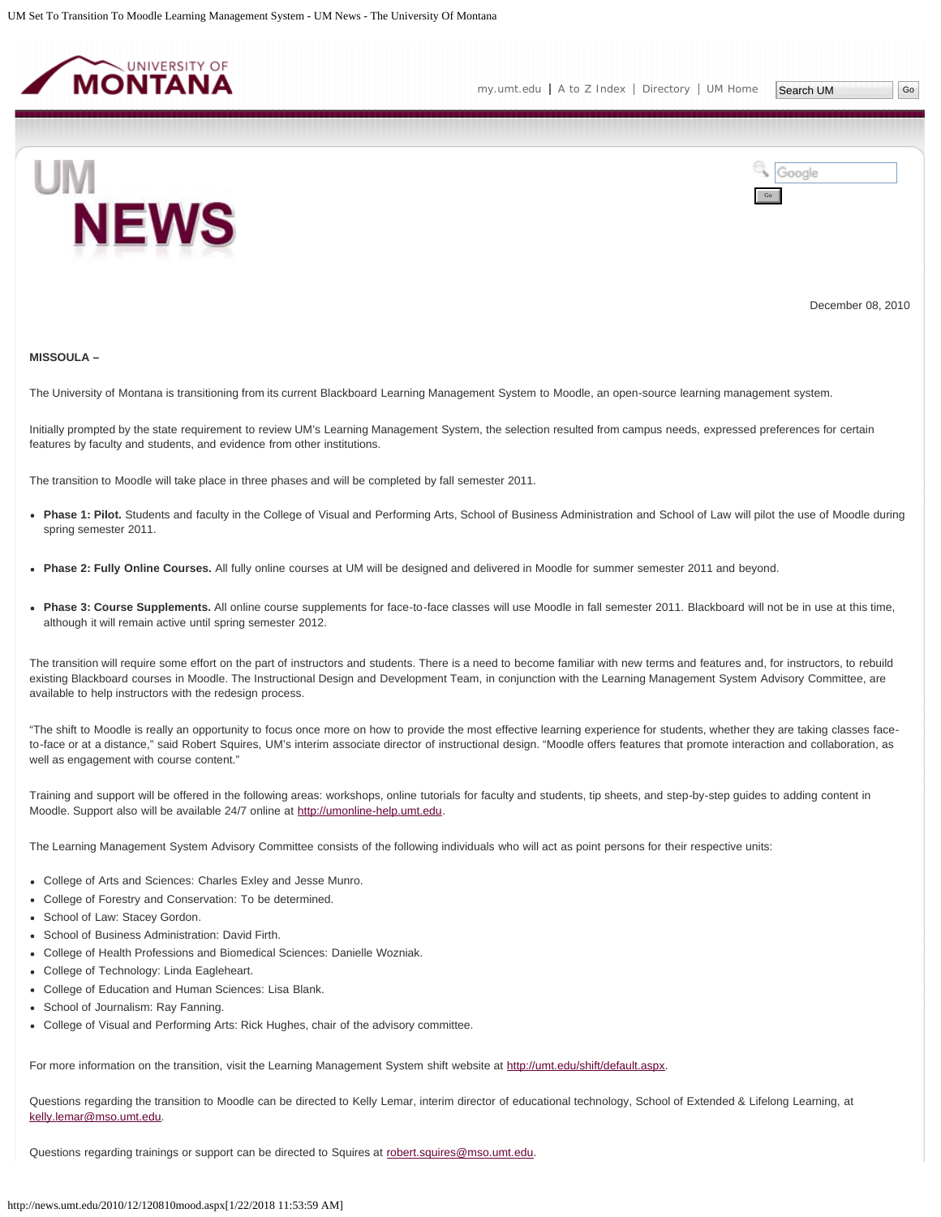December 08, 2010

**MISSOULA –**

The University of Montana is transitioning from its current Blackboard Learning Management System to Moodle, an open-source learning management system.

Initially prompted by the state requirement to review UM's Learning Management System, the selection resulted from campus needs, expressed preferences for certain features by faculty and students, and evidence from other institutions.

The transition to Moodle will take place in three phases and will be completed by fall semester 2011.

- **Phase 1: Pilot.** Students and faculty in the College of Visual and Performing Arts, School of Business Administration and School of Law will pilot the use of Moodle during spring semester 2011.
- **Phase 2: Fully Online Courses.** All fully online courses at UM will be designed and delivered in Moodle for summer semester 2011 and beyond.
- **Phase 3: Course Supplements.** All online course supplements for face-to-face classes will use Moodle in fall semester 2011. Blackboard will not be in use at this time, although it will remain active until spring semester 2012.

The transition will require some effort on the part of instructors and students. There is a need to become familiar with new terms and features and, for instructors, to rebuild existing Blackboard courses in Moodle. The Instructional Design and Development Team, in conjunction with the Learning Management System Advisory Committee, are available to help instructors with the redesign process.

"The shift to Moodle is really an opportunity to focus once more on how to provide the most effective learning experience for students, whether they are taking classes face-to-face or at a distance," said Robert Squires, UM's interim associate director of instructional design. "Moodle offers features that promote interaction and collaboration, as well as engagement with course content."

Training and support will be offered in the following areas: workshops, online tutorials for faculty and students, tip sheets, and step-by-step guides to adding content in Moodle. Support also will be available 24/7 online at http://umonline-help.umt.edu.

The Learning Management System Advisory Committee consists of the following individuals who will act as point persons for their respective units:

- College of Arts and Sciences: Charles Exley and Jesse Munro.
- College of Forestry and Conservation: To be determined.
- School of Law: Stacey Gordon.
- School of Business Administration: David Firth.
- College of Health Professions and Biomedical Sciences: Danielle Wozniak.
- College of Technology: Linda Eagleheart.
- College of Education and Human Sciences: Lisa Blank.
- School of Journalism: Ray Fanning.
- College of Visual and Performing Arts: Rick Hughes, chair of the advisory committee.

For more information on the transition, visit the Learning Management System shift website at http://umt.edu/shift/default.aspx.

Questions regarding the transition to Moodle can be directed to Kelly Lemar, interim director of educational technology, School of Extended & Lifelong Learning, at kelly.lemar@mso.umt.edu.

Questions regarding trainings or support can be directed to Squires at robert.squires@mso.umt.edu.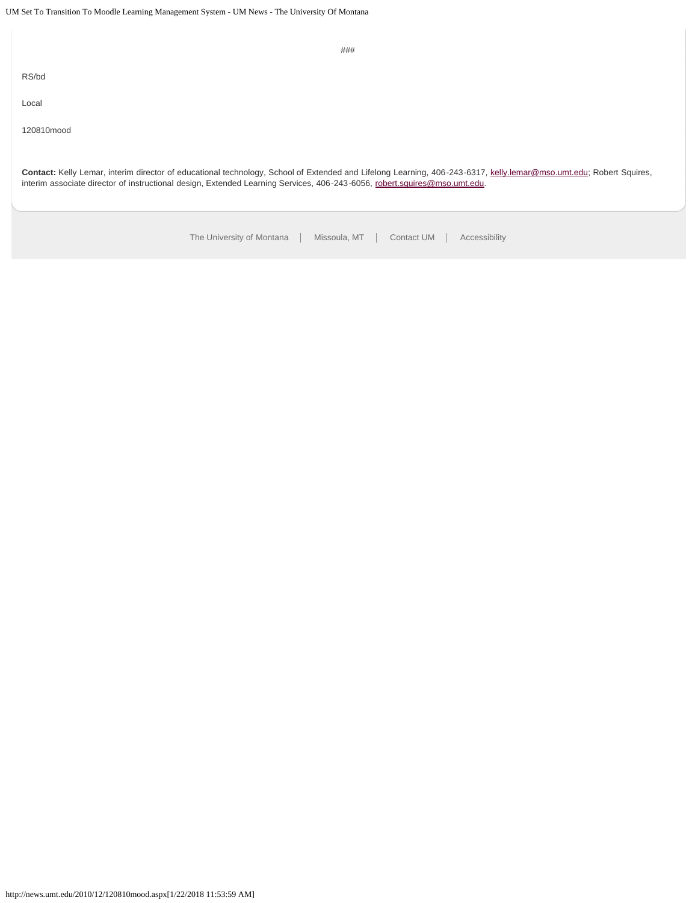###

RS/bd

Local

120810mood

**Contact:** Kelly Lemar, interim director of educational technology, School of Extended and Lifelong Learning, 406-243-6317, kelly.lemar@mso.umt.edu; Robert Squires, interim associate director of instructional design, Extended Learning Services, 406-243-6056, robert.squires@mso.umt.edu.

The University of Montana | Missoula, MT | Contact UM | Accessibility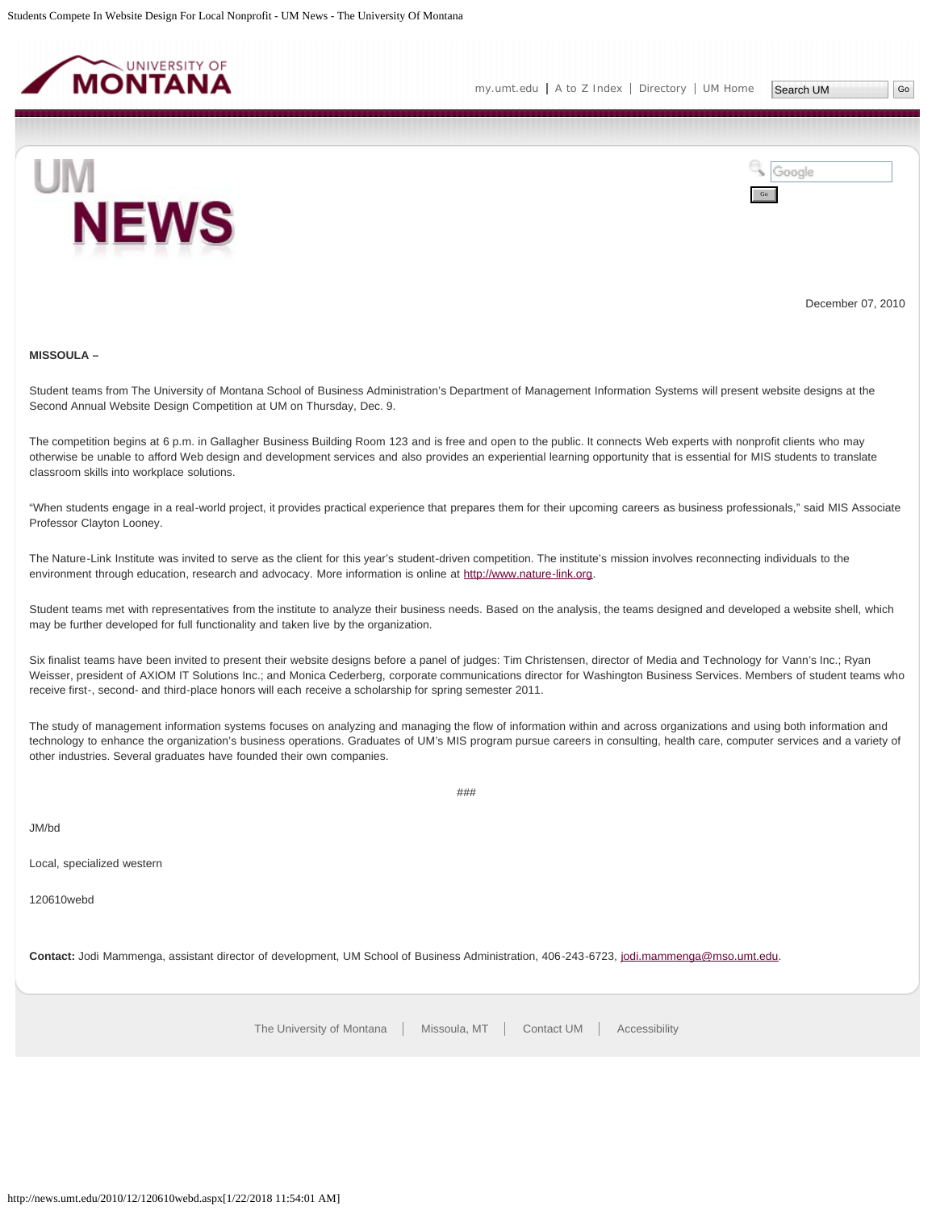December 07, 2010

**MISSOULA –**

Student teams from The University of Montana School of Business Administration's Department of Management Information Systems will present website designs at the Second Annual Website Design Competition at UM on Thursday, Dec. 9.

The competition begins at 6 p.m. in Gallagher Business Building Room 123 and is free and open to the public. It connects Web experts with nonprofit clients who may otherwise be unable to afford Web design and development services and also provides an experiential learning opportunity that is essential for MIS students to translate classroom skills into workplace solutions.

"When students engage in a real-world project, it provides practical experience that prepares them for their upcoming careers as business professionals," said MIS Associate Professor Clayton Looney.

The Nature-Link Institute was invited to serve as the client for this year's student-driven competition. The institute's mission involves reconnecting individuals to the environment through education, research and advocacy. More information is online at http://www.nature-link.org.

Student teams met with representatives from the institute to analyze their business needs. Based on the analysis, the teams designed and developed a website shell, which may be further developed for full functionality and taken live by the organization.

Six finalist teams have been invited to present their website designs before a panel of judges: Tim Christensen, director of Media and Technology for Vann's Inc.; Ryan Weisser, president of AXIOM IT Solutions Inc.; and Monica Cederberg, corporate communications director for Washington Business Services. Members of student teams who receive first-, second- and third-place honors will each receive a scholarship for spring semester 2011.

The study of management information systems focuses on analyzing and managing the flow of information within and across organizations and using both information and technology to enhance the organization's business operations. Graduates of UM's MIS program pursue careers in consulting, health care, computer services and a variety of other industries. Several graduates have founded their own companies.

###

JM/bd

Local, specialized western

120610webd

**Contact:** Jodi Mammenga, assistant director of development, UM School of Business Administration, 406-243-6723, jodi.mammenga@mso.umt.edu.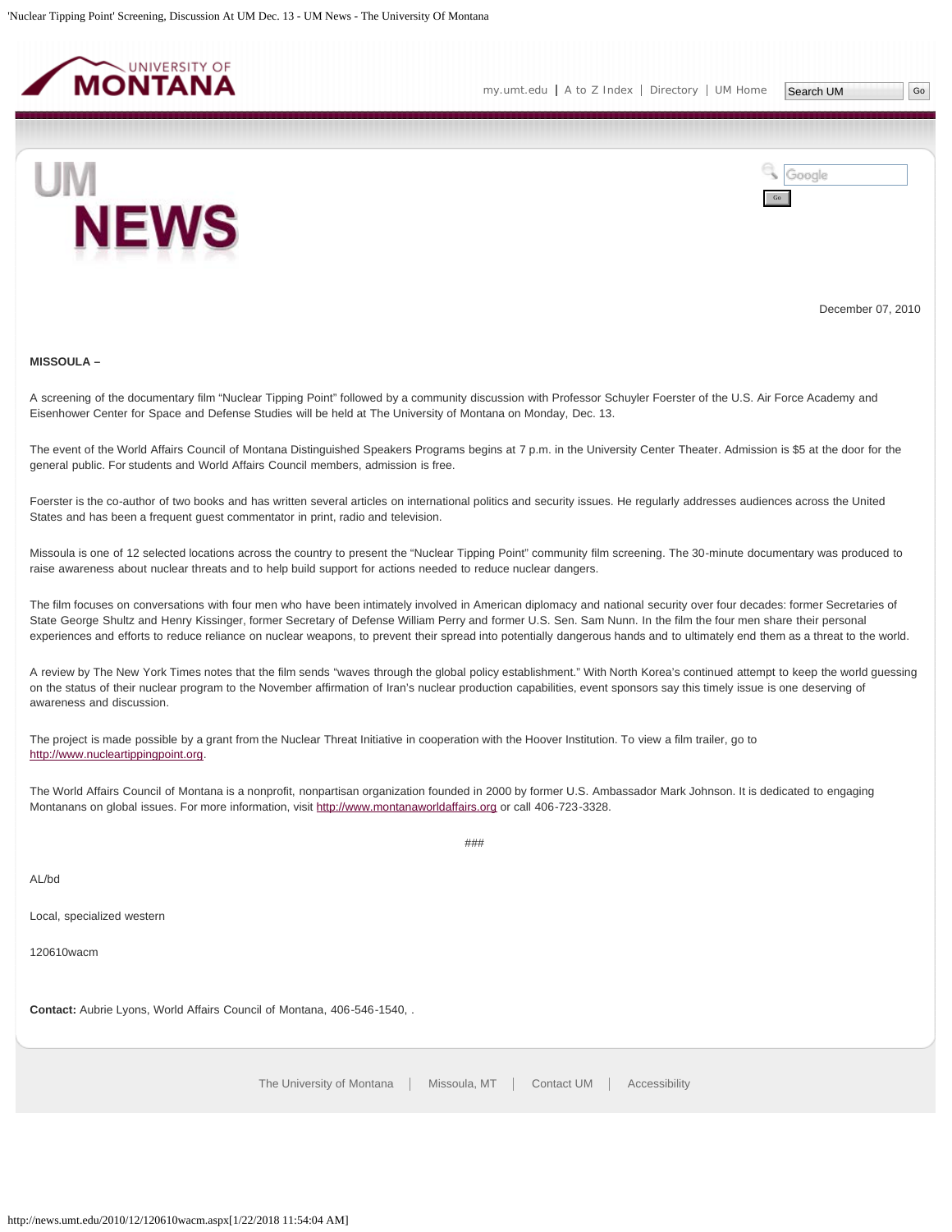December 07, 2010

**MISSOULA –**

A screening of the documentary film “Nuclear Tipping Point” followed by a community discussion with Professor Schuyler Foerster of the U.S. Air Force Academy and Eisenhower Center for Space and Defense Studies will be held at The University of Montana on Monday, Dec. 13.

The event of the World Affairs Council of Montana Distinguished Speakers Programs begins at 7 p.m. in the University Center Theater. Admission is $5 at the door for the general public. For students and World Affairs Council members, admission is free.

Foerster is the co-author of two books and has written several articles on international politics and security issues. He regularly addresses audiences across the United States and has been a frequent guest commentator in print, radio and television.

Missoula is one of 12 selected locations across the country to present the “Nuclear Tipping Point” community film screening. The 30-minute documentary was produced to raise awareness about nuclear threats and to help build support for actions needed to reduce nuclear dangers.

The film focuses on conversations with four men who have been intimately involved in American diplomacy and national security over four decades: former Secretaries of State George Shultz and Henry Kissinger, former Secretary of Defense William Perry and former U.S. Sen. Sam Nunn. In the film the four men share their personal experiences and efforts to reduce reliance on nuclear weapons, to prevent their spread into potentially dangerous hands and to ultimately end them as a threat to the world.

A review by The New York Times notes that the film sends “waves through the global policy establishment.” With North Korea’s continued attempt to keep the world guessing on the status of their nuclear program to the November affirmation of Iran’s nuclear production capabilities, event sponsors say this timely issue is one deserving of awareness and discussion.

The project is made possible by a grant from the Nuclear Threat Initiative in cooperation with the Hoover Institution. To view a film trailer, go to http://www.nucleartippingpoint.org.

The World Affairs Council of Montana is a nonprofit, nonpartisan organization founded in 2000 by former U.S. Ambassador Mark Johnson. It is dedicated to engaging Montanans on global issues. For more information, visit http://www.montanaworldaffairs.org or call 406-723-3328.

###

AL/bd

Local, specialized western

120610wacm

**Contact:** Aubrie Lyons, World Affairs Council of Montana, 406-546-1540, .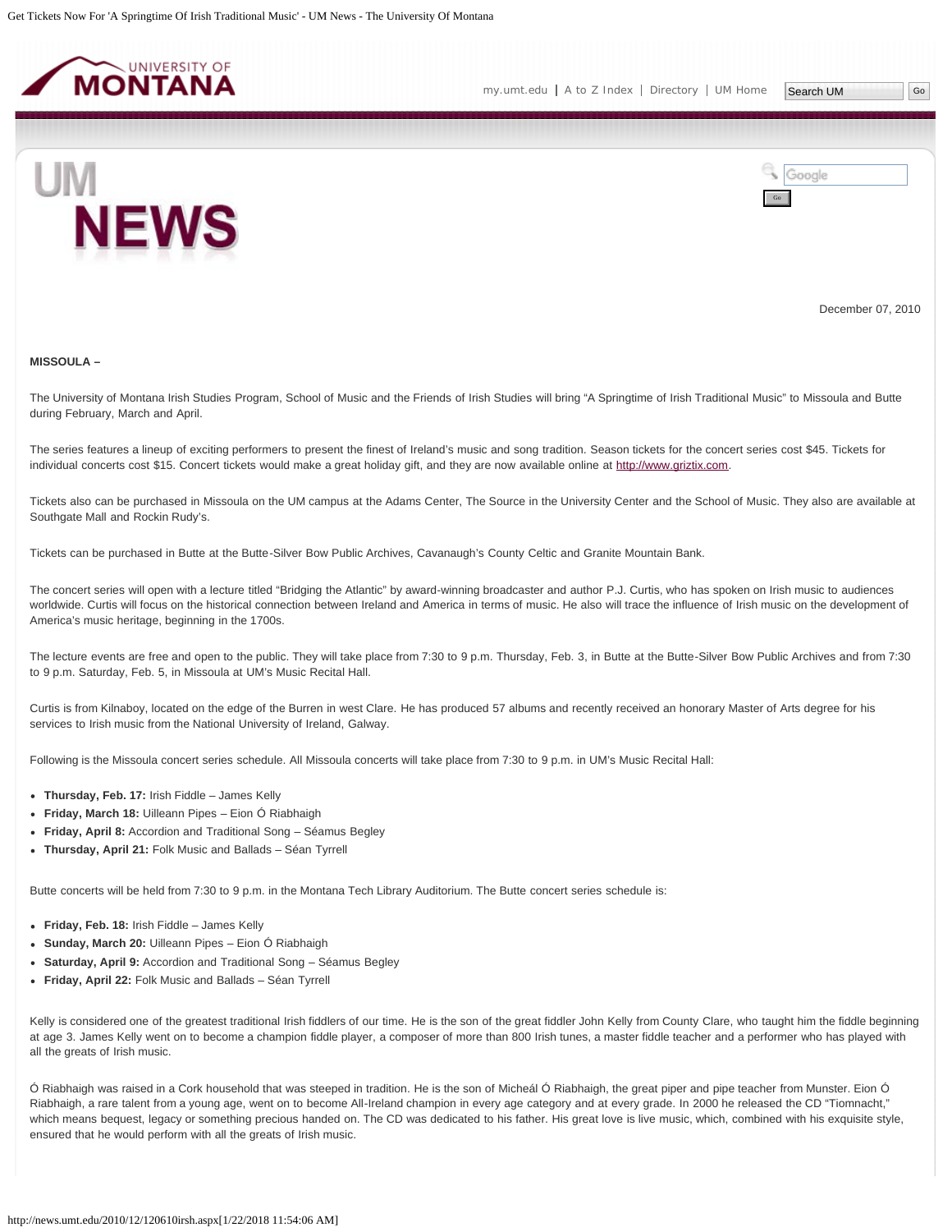December 07, 2010

**MISSOULA –**

The University of Montana Irish Studies Program, School of Music and the Friends of Irish Studies will bring "A Springtime of Irish Traditional Music" to Missoula and Butte during February, March and April.

The series features a lineup of exciting performers to present the finest of Ireland's music and song tradition. Season tickets for the concert series cost $45. Tickets for individual concerts cost $15. Concert tickets would make a great holiday gift, and they are now available online at http://www.griztix.com.

Tickets also can be purchased in Missoula on the UM campus at the Adams Center, The Source in the University Center and the School of Music. They also are available at Southgate Mall and Rockin Rudy's.

Tickets can be purchased in Butte at the Butte-Silver Bow Public Archives, Cavanaugh's County Celtic and Granite Mountain Bank.

The concert series will open with a lecture titled "Bridging the Atlantic" by award-winning broadcaster and author P.J. Curtis, who has spoken on Irish music to audiences worldwide. Curtis will focus on the historical connection between Ireland and America in terms of music. He also will trace the influence of Irish music on the development of America's music heritage, beginning in the 1700s.

The lecture events are free and open to the public. They will take place from 7:30 to 9 p.m. Thursday, Feb. 3, in Butte at the Butte-Silver Bow Public Archives and from 7:30 to 9 p.m. Saturday, Feb. 5, in Missoula at UM's Music Recital Hall.

Curtis is from Kilnaboy, located on the edge of the Burren in west Clare. He has produced 57 albums and recently received an honorary Master of Arts degree for his services to Irish music from the National University of Ireland, Galway.

Following is the Missoula concert series schedule. All Missoula concerts will take place from 7:30 to 9 p.m. in UM's Music Recital Hall:

- **Thursday, Feb. 17:** Irish Fiddle – James Kelly
- **Friday, March 18:** Uilleann Pipes – Eion Ó Riabhaigh
- **Friday, April 8:** Accordion and Traditional Song – Séamus Begley
- **Thursday, April 21:** Folk Music and Ballads – Séan Tyrrell

Butte concerts will be held from 7:30 to 9 p.m. in the Montana Tech Library Auditorium. The Butte concert series schedule is:

- **Friday, Feb. 18:** Irish Fiddle – James Kelly
- **Sunday, March 20:** Uilleann Pipes – Eion Ó Riabhaigh
- **Saturday, April 9:** Accordion and Traditional Song – Séamus Begley
- **Friday, April 22:** Folk Music and Ballads – Séan Tyrrell

Kelly is considered one of the greatest traditional Irish fiddlers of our time. He is the son of the great fiddler John Kelly from County Clare, who taught him the fiddle beginning at age 3. James Kelly went on to become a champion fiddle player, a composer of more than 800 Irish tunes, a master fiddle teacher and a performer who has played with all the greats of Irish music.

Ó Riabhaigh was raised in a Cork household that was steeped in tradition. He is the son of Micheál Ó Riabhaigh, the great piper and pipe teacher from Munster. Eion Ó Riabhaigh, a rare talent from a young age, went on to become All-Ireland champion in every age category and at every grade. In 2000 he released the CD "Tiomnacht," which means bequest, legacy or something precious handed on. The CD was dedicated to his father. His great love is live music, which, combined with his exquisite style, ensured that he would perform with all the greats of Irish music.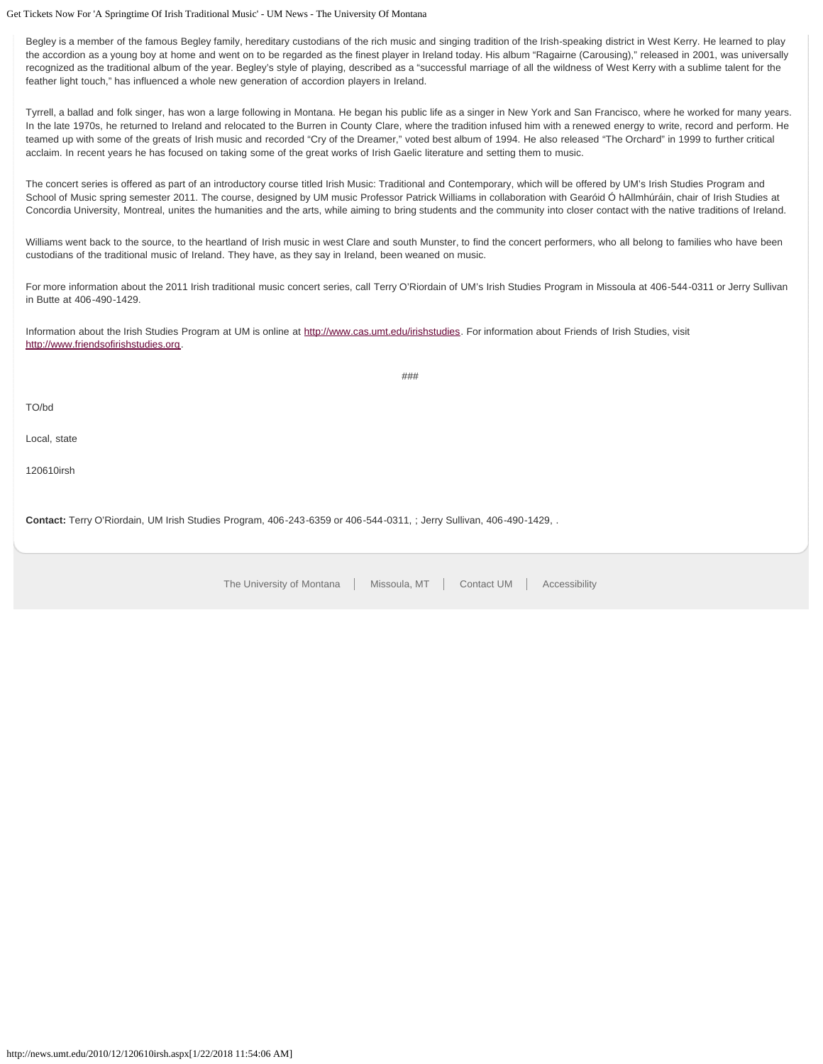Begley is a member of the famous Begley family, hereditary custodians of the rich music and singing tradition of the Irish-speaking district in West Kerry. He learned to play the accordion as a young boy at home and went on to be regarded as the finest player in Ireland today. His album "Ragairne (Carousing)," released in 2001, was universally recognized as the traditional album of the year. Begley's style of playing, described as a "successful marriage of all the wildness of West Kerry with a sublime talent for the feather light touch," has influenced a whole new generation of accordion players in Ireland.

Tyrrell, a ballad and folk singer, has won a large following in Montana. He began his public life as a singer in New York and San Francisco, where he worked for many years. In the late 1970s, he returned to Ireland and relocated to the Burren in County Clare, where the tradition infused him with a renewed energy to write, record and perform. He teamed up with some of the greats of Irish music and recorded "Cry of the Dreamer," voted best album of 1994. He also released "The Orchard" in 1999 to further critical acclaim. In recent years he has focused on taking some of the great works of Irish Gaelic literature and setting them to music.

The concert series is offered as part of an introductory course titled Irish Music: Traditional and Contemporary, which will be offered by UM's Irish Studies Program and School of Music spring semester 2011. The course, designed by UM music Professor Patrick Williams in collaboration with Gearóid Ó hAllmhúráin, chair of Irish Studies at Concordia University, Montreal, unites the humanities and the arts, while aiming to bring students and the community into closer contact with the native traditions of Ireland.

Williams went back to the source, to the heartland of Irish music in west Clare and south Munster, to find the concert performers, who all belong to families who have been custodians of the traditional music of Ireland. They have, as they say in Ireland, been weaned on music.

For more information about the 2011 Irish traditional music concert series, call Terry O'Riordain of UM's Irish Studies Program in Missoula at 406-544-0311 or Jerry Sullivan in Butte at 406-490-1429.

Information about the Irish Studies Program at UM is online at http://www.cas.umt.edu/irishstudies. For information about Friends of Irish Studies, visit http://www.friendsofirishstudies.org.

###

TO/bd

Local, state

120610irsh

**Contact:** Terry O'Riordain, UM Irish Studies Program, 406-243-6359 or 406-544-0311, ; Jerry Sullivan, 406-490-1429, .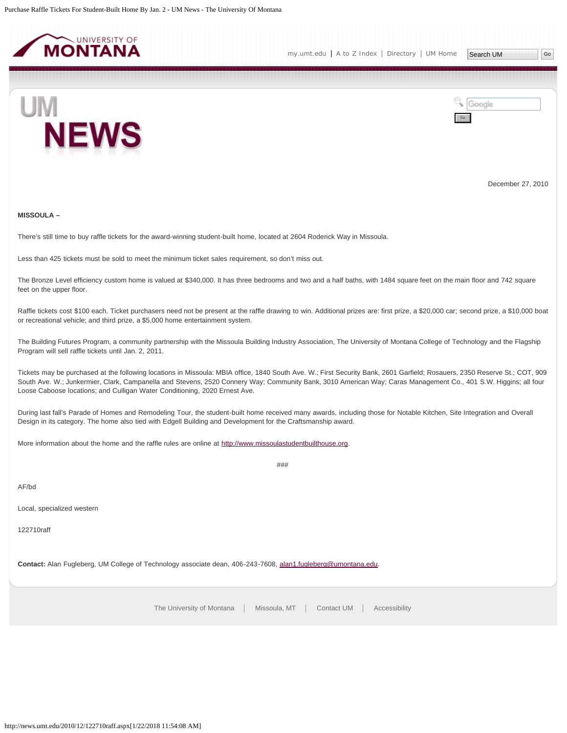December 27, 2010

**MISSOULA –**

There's still time to buy raffle tickets for the award-winning student-built home, located at 2604 Roderick Way in Missoula.

Less than 425 tickets must be sold to meet the minimum ticket sales requirement, so don't miss out.

The Bronze Level efficiency custom home is valued at $340,000. It has three bedrooms and two and a half baths, with 1484 square feet on the main floor and 742 square feet on the upper floor.

Raffle tickets cost $100 each. Ticket purchasers need not be present at the raffle drawing to win. Additional prizes are: first prize, a $20,000 car; second prize, a $10,000 boat or recreational vehicle; and third prize, a $5,000 home entertainment system.

The Building Futures Program, a community partnership with the Missoula Building Industry Association, The University of Montana College of Technology and the Flagship Program will sell raffle tickets until Jan. 2, 2011.

Tickets may be purchased at the following locations in Missoula: MBIA office, 1840 South Ave. W.; First Security Bank, 2601 Garfield; Rosauers, 2350 Reserve St.; COT, 909 South Ave. W.; Junkermier, Clark, Campanella and Stevens, 2520 Connery Way; Community Bank, 3010 American Way; Caras Management Co., 401 S.W. Higgins; all four Loose Caboose locations; and Culligan Water Conditioning, 2020 Ernest Ave.

During last fall's Parade of Homes and Remodeling Tour, the student-built home received many awards, including those for Notable Kitchen, Site Integration and Overall Design in its category. The home also tied with Edgell Building and Development for the Craftsmanship award.

More information about the home and the raffle rules are online at http://www.missoulastudentbuilthouse.org.

###

AF/bd

Local, specialized western

122710raff

**Contact:** Alan Fugleberg, UM College of Technology associate dean, 406-243-7608, alan1.fugleberg@umontana.edu.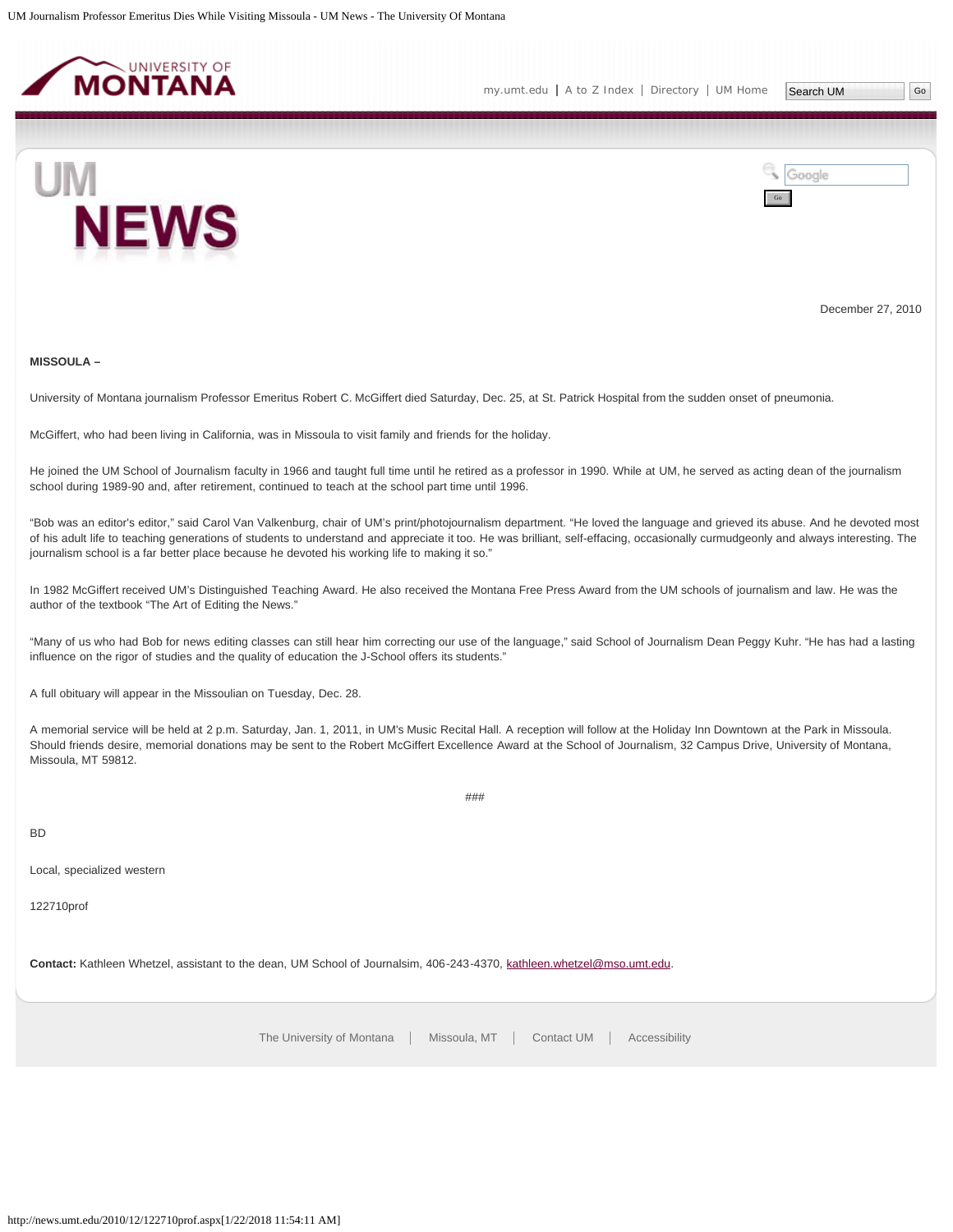December 27, 2010

**MISSOULA –**

University of Montana journalism Professor Emeritus Robert C. McGiffert died Saturday, Dec. 25, at St. Patrick Hospital from the sudden onset of pneumonia.

McGiffert, who had been living in California, was in Missoula to visit family and friends for the holiday.

He joined the UM School of Journalism faculty in 1966 and taught full time until he retired as a professor in 1990. While at UM, he served as acting dean of the journalism school during 1989-90 and, after retirement, continued to teach at the school part time until 1996.

"Bob was an editor's editor," said Carol Van Valkenburg, chair of UM's print/photojournalism department. "He loved the language and grieved its abuse. And he devoted most of his adult life to teaching generations of students to understand and appreciate it too. He was brilliant, self-effacing, occasionally curmudgeonly and always interesting. The journalism school is a far better place because he devoted his working life to making it so."

In 1982 McGiffert received UM's Distinguished Teaching Award. He also received the Montana Free Press Award from the UM schools of journalism and law. He was the author of the textbook "The Art of Editing the News."

"Many of us who had Bob for news editing classes can still hear him correcting our use of the language," said School of Journalism Dean Peggy Kuhr. "He has had a lasting influence on the rigor of studies and the quality of education the J-School offers its students."

A full obituary will appear in the Missoulian on Tuesday, Dec. 28.

A memorial service will be held at 2 p.m. Saturday, Jan. 1, 2011, in UM's Music Recital Hall. A reception will follow at the Holiday Inn Downtown at the Park in Missoula. Should friends desire, memorial donations may be sent to the Robert McGiffert Excellence Award at the School of Journalism, 32 Campus Drive, University of Montana, Missoula, MT 59812.

###

BD

Local, specialized western

122710prof

**Contact:** Kathleen Whetzel, assistant to the dean, UM School of Journalsim, 406-243-4370, kathleen.whetzel@mso.umt.edu.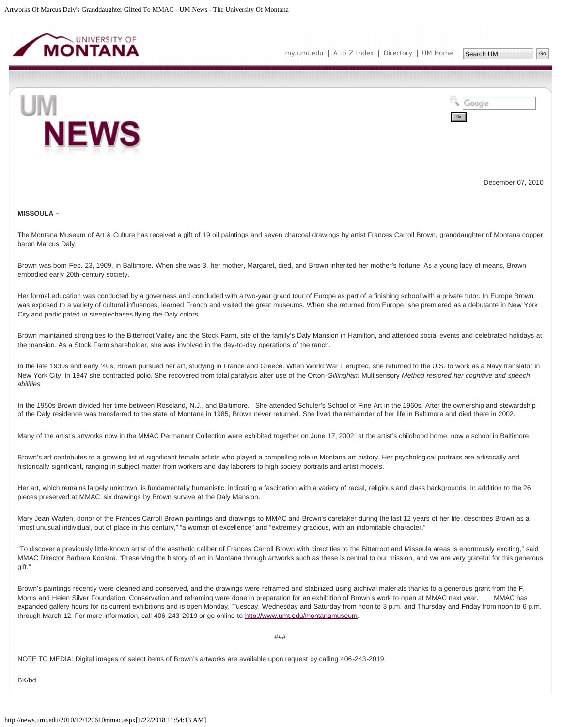December 07, 2010

**MISSOULA –**

The Montana Museum of Art & Culture has received a gift of 19 oil paintings and seven charcoal drawings by artist Frances Carroll Brown, granddaughter of Montana copper baron Marcus Daly.

Brown was born Feb. 23, 1909, in Baltimore. When she was 3, her mother, Margaret, died, and Brown inherited her mother's fortune. As a young lady of means, Brown embodied early 20th-century society.

Her formal education was conducted by a governess and concluded with a two-year grand tour of Europe as part of a finishing school with a private tutor. In Europe Brown was exposed to a variety of cultural influences, learned French and visited the great museums. When she returned from Europe, she premiered as a debutante in New York City and participated in steeplechases flying the Daly colors.

Brown maintained strong ties to the Bitterroot Valley and the Stock Farm, site of the family's Daly Mansion in Hamilton, and attended social events and celebrated holidays at the mansion. As a Stock Farm shareholder, she was involved in the day-to-day operations of the ranch.

In the late 1930s and early '40s, Brown pursued her art, studying in France and Greece. When World War II erupted, she returned to the U.S. to work as a Navy translator in New York City. In 1947 she contracted polio. She recovered from total paralysis after use of the Orton-*Gillingham* Multisensory *Method restored her cognitive and speech abilities.*

In the 1950s Brown divided her time between Roseland, N.J., and Baltimore. She attended Schuler's School of Fine Art in the 1960s. After the ownership and stewardship of the Daly residence was transferred to the state of Montana in 1985, Brown never returned. She lived the remainder of her life in Baltimore and died there in 2002.

Many of the artist's artworks now in the MMAC Permanent Collection were exhibited together on June 17, 2002, at the artist's childhood home, now a school in Baltimore.

Brown's art contributes to a growing list of significant female artists who played a compelling role in Montana art history. Her psychological portraits are artistically and historically significant, ranging in subject matter from workers and day laborers to high society portraits and artist models.

Her art, which remains largely unknown, is fundamentally humanistic, indicating a fascination with a variety of racial, religious and class backgrounds. In addition to the 26 pieces preserved at MMAC, six drawings by Brown survive at the Daly Mansion.

Mary Jean Warlen, donor of the Frances Carroll Brown paintings and drawings to MMAC and Brown's caretaker during the last 12 years of her life, describes Brown as a "most unusual individual, out of place in this century," "a woman of excellence" and "extremely gracious, with an indomitable character."

"To discover a previously little-known artist of the aesthetic caliber of Frances Carroll Brown with direct ties to the Bitterroot and Missoula areas is enormously exciting," said MMAC Director Barbara Koostra. "Preserving the history of art in Montana through artworks such as these is central to our mission, and we are very grateful for this generous gift."

Brown's paintings recently were cleaned and conserved, and the drawings were reframed and stabilized using archival materials thanks to a generous grant from the F. Morris and Helen Silver Foundation. Conservation and reframing were done in preparation for an exhibition of Brown's work to open at MMAC next year. MMAC has expanded gallery hours for its current exhibitions and is open Monday, Tuesday, Wednesday and Saturday from noon to 3 p.m. and Thursday and Friday from noon to 6 p.m. through March 12. For more information, call 406-243-2019 or go online to http://www.umt.edu/montanamuseum.

###

NOTE TO MEDIA: Digital images of select items of Brown's artworks are available upon request by calling 406-243-2019.

BK/bd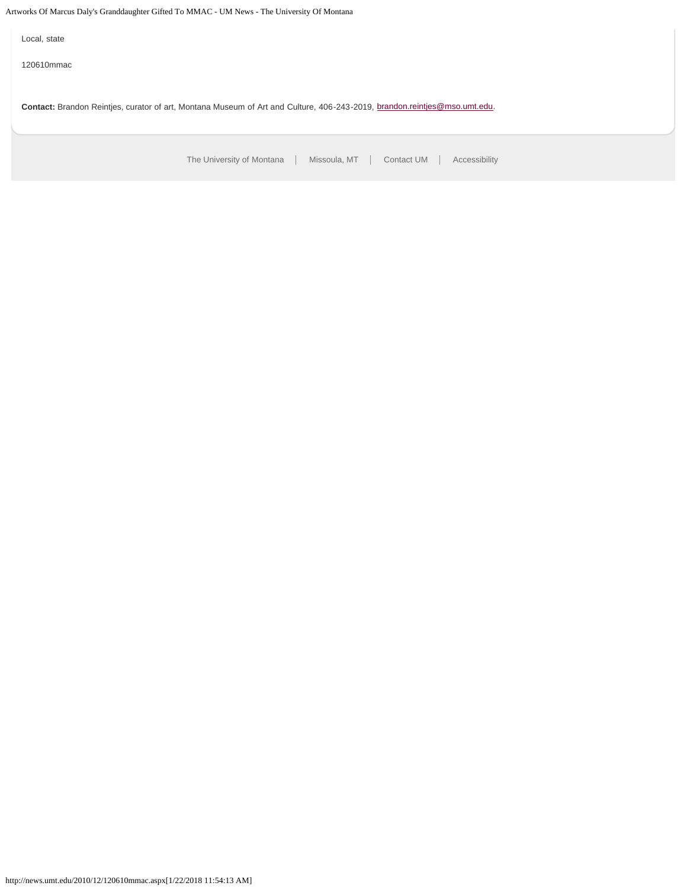Local, state

120610mmac

**Contact:** Brandon Reintjes, curator of art, Montana Museum of Art and Culture, 406-243-2019, brandon.reintjes@mso.umt.edu.

The University of Montana | Missoula, MT | Contact UM | Accessibility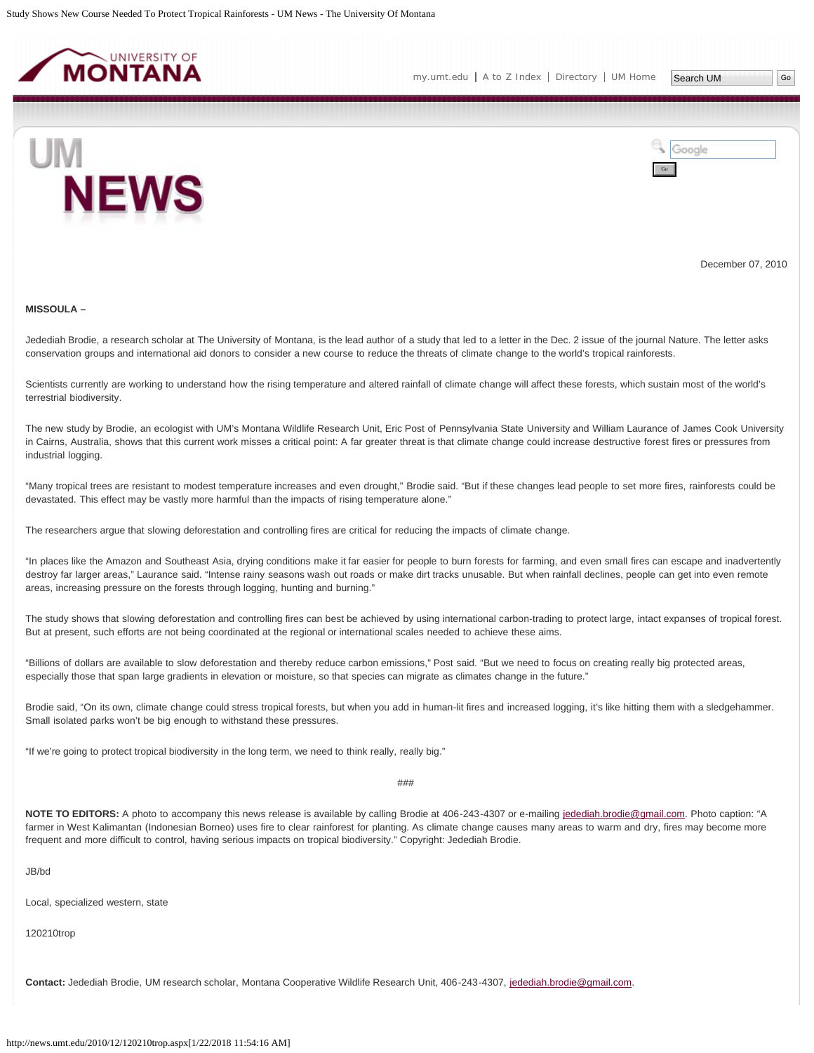December 07, 2010

**MISSOULA –**

Jedediah Brodie, a research scholar at The University of Montana, is the lead author of a study that led to a letter in the Dec. 2 issue of the journal Nature. The letter asks conservation groups and international aid donors to consider a new course to reduce the threats of climate change to the world's tropical rainforests.

Scientists currently are working to understand how the rising temperature and altered rainfall of climate change will affect these forests, which sustain most of the world's terrestrial biodiversity.

The new study by Brodie, an ecologist with UM's Montana Wildlife Research Unit, Eric Post of Pennsylvania State University and William Laurance of James Cook University in Cairns, Australia, shows that this current work misses a critical point: A far greater threat is that climate change could increase destructive forest fires or pressures from industrial logging.

"Many tropical trees are resistant to modest temperature increases and even drought," Brodie said. "But if these changes lead people to set more fires, rainforests could be devastated. This effect may be vastly more harmful than the impacts of rising temperature alone."

The researchers argue that slowing deforestation and controlling fires are critical for reducing the impacts of climate change.

"In places like the Amazon and Southeast Asia, drying conditions make it far easier for people to burn forests for farming, and even small fires can escape and inadvertently destroy far larger areas," Laurance said. "Intense rainy seasons wash out roads or make dirt tracks unusable. But when rainfall declines, people can get into even remote areas, increasing pressure on the forests through logging, hunting and burning."

The study shows that slowing deforestation and controlling fires can best be achieved by using international carbon-trading to protect large, intact expanses of tropical forest. But at present, such efforts are not being coordinated at the regional or international scales needed to achieve these aims.

"Billions of dollars are available to slow deforestation and thereby reduce carbon emissions," Post said. "But we need to focus on creating really big protected areas, especially those that span large gradients in elevation or moisture, so that species can migrate as climates change in the future."

Brodie said, "On its own, climate change could stress tropical forests, but when you add in human-lit fires and increased logging, it's like hitting them with a sledgehammer. Small isolated parks won't be big enough to withstand these pressures.

"If we're going to protect tropical biodiversity in the long term, we need to think really, really big."

###

**NOTE TO EDITORS:** A photo to accompany this news release is available by calling Brodie at 406-243-4307 or e-mailing jedediah.brodie@gmail.com. Photo caption: "A farmer in West Kalimantan (Indonesian Borneo) uses fire to clear rainforest for planting. As climate change causes many areas to warm and dry, fires may become more frequent and more difficult to control, having serious impacts on tropical biodiversity." Copyright: Jedediah Brodie.

JB/bd

Local, specialized western, state

120210trop

**Contact:** Jedediah Brodie, UM research scholar, Montana Cooperative Wildlife Research Unit, 406-243-4307, jedediah.brodie@gmail.com.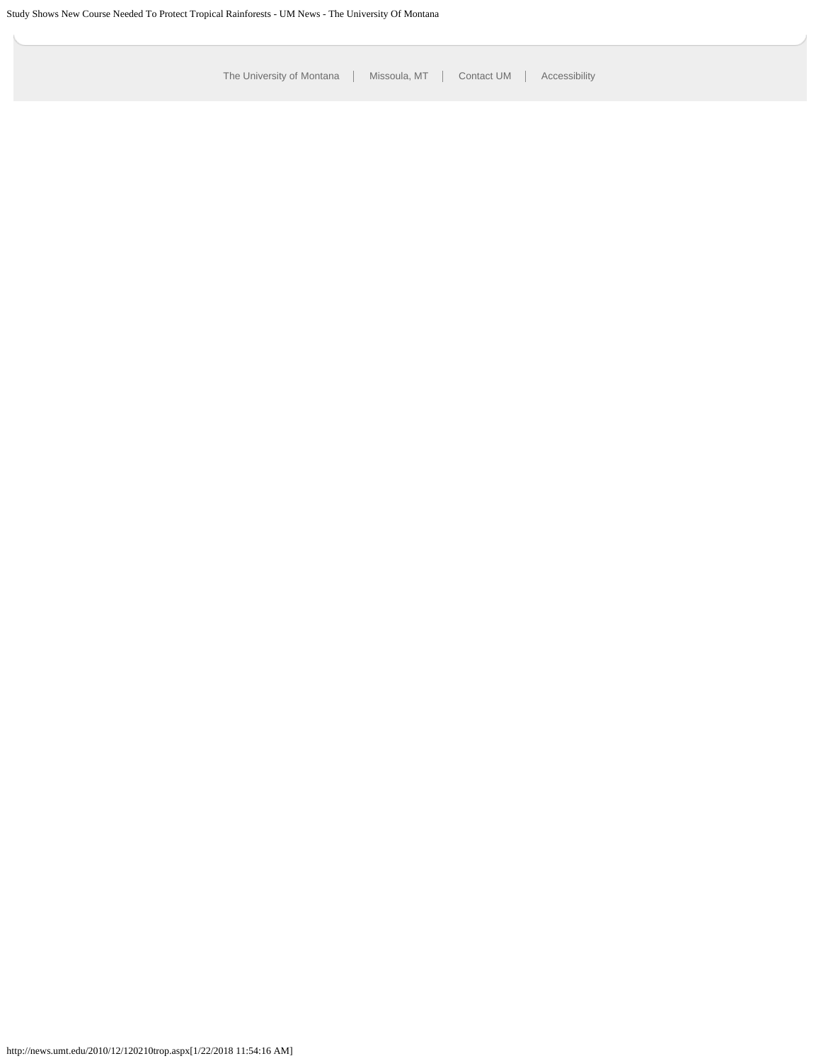The University of Montana | Missoula, MT | Contact UM | Accessibility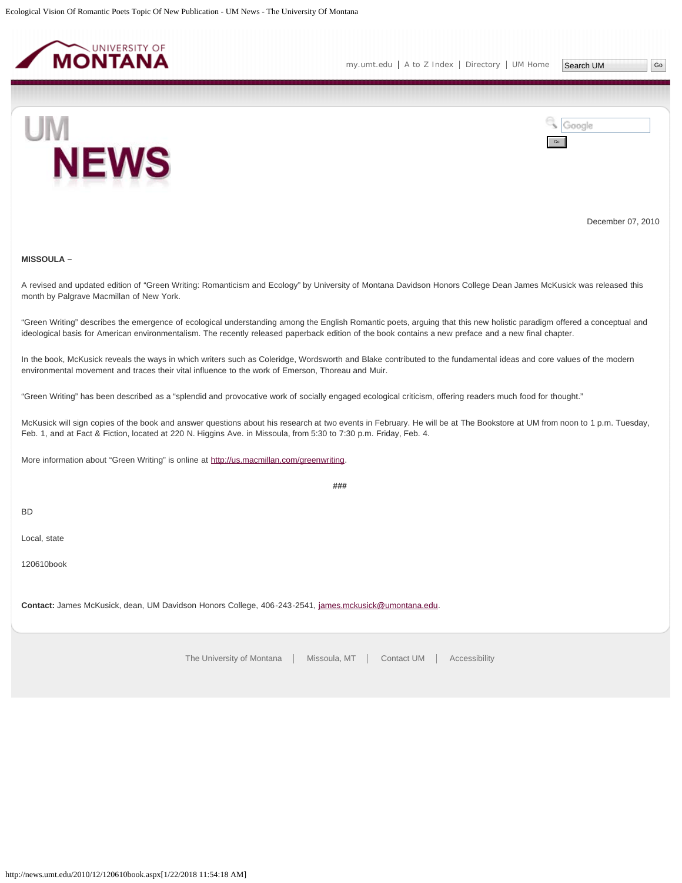December 07, 2010

**MISSOULA –**

A revised and updated edition of “Green Writing: Romanticism and Ecology” by University of Montana Davidson Honors College Dean James McKusick was released this month by Palgrave Macmillan of New York.

“Green Writing” describes the emergence of ecological understanding among the English Romantic poets, arguing that this new holistic paradigm offered a conceptual and ideological basis for American environmentalism. The recently released paperback edition of the book contains a new preface and a new final chapter.

In the book, McKusick reveals the ways in which writers such as Coleridge, Wordsworth and Blake contributed to the fundamental ideas and core values of the modern environmental movement and traces their vital influence to the work of Emerson, Thoreau and Muir.

“Green Writing” has been described as a “splendid and provocative work of socially engaged ecological criticism, offering readers much food for thought.”

McKusick will sign copies of the book and answer questions about his research at two events in February. He will be at The Bookstore at UM from noon to 1 p.m. Tuesday, Feb. 1, and at Fact & Fiction, located at 220 N. Higgins Ave. in Missoula, from 5:30 to 7:30 p.m. Friday, Feb. 4.

More information about “Green Writing” is online at http://us.macmillan.com/greenwriting.

###

BD

Local, state

120610book

**Contact:** James McKusick, dean, UM Davidson Honors College, 406-243-2541, james.mckusick@umontana.edu.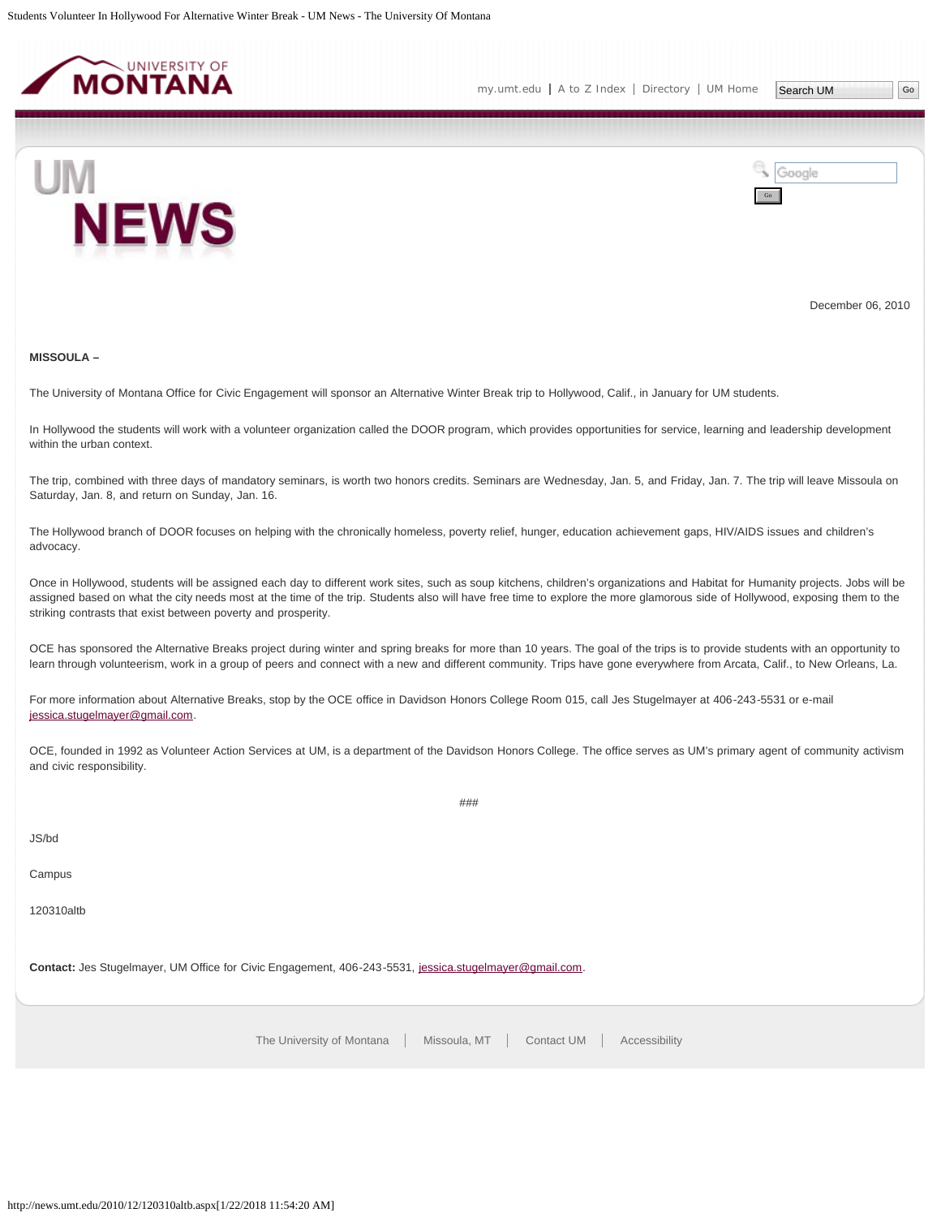December 06, 2010

**MISSOULA –**

The University of Montana Office for Civic Engagement will sponsor an Alternative Winter Break trip to Hollywood, Calif., in January for UM students.

In Hollywood the students will work with a volunteer organization called the DOOR program, which provides opportunities for service, learning and leadership development within the urban context.

The trip, combined with three days of mandatory seminars, is worth two honors credits. Seminars are Wednesday, Jan. 5, and Friday, Jan. 7. The trip will leave Missoula on Saturday, Jan. 8, and return on Sunday, Jan. 16.

The Hollywood branch of DOOR focuses on helping with the chronically homeless, poverty relief, hunger, education achievement gaps, HIV/AIDS issues and children's advocacy.

Once in Hollywood, students will be assigned each day to different work sites, such as soup kitchens, children's organizations and Habitat for Humanity projects. Jobs will be assigned based on what the city needs most at the time of the trip. Students also will have free time to explore the more glamorous side of Hollywood, exposing them to the striking contrasts that exist between poverty and prosperity.

OCE has sponsored the Alternative Breaks project during winter and spring breaks for more than 10 years. The goal of the trips is to provide students with an opportunity to learn through volunteerism, work in a group of peers and connect with a new and different community. Trips have gone everywhere from Arcata, Calif., to New Orleans, La.

For more information about Alternative Breaks, stop by the OCE office in Davidson Honors College Room 015, call Jes Stugelmayer at 406-243-5531 or e-mail jessica.stugelmayer@gmail.com.

OCE, founded in 1992 as Volunteer Action Services at UM, is a department of the Davidson Honors College. The office serves as UM's primary agent of community activism and civic responsibility.

###

JS/bd

Campus

120310altb

**Contact:** Jes Stugelmayer, UM Office for Civic Engagement, 406-243-5531, jessica.stugelmayer@gmail.com.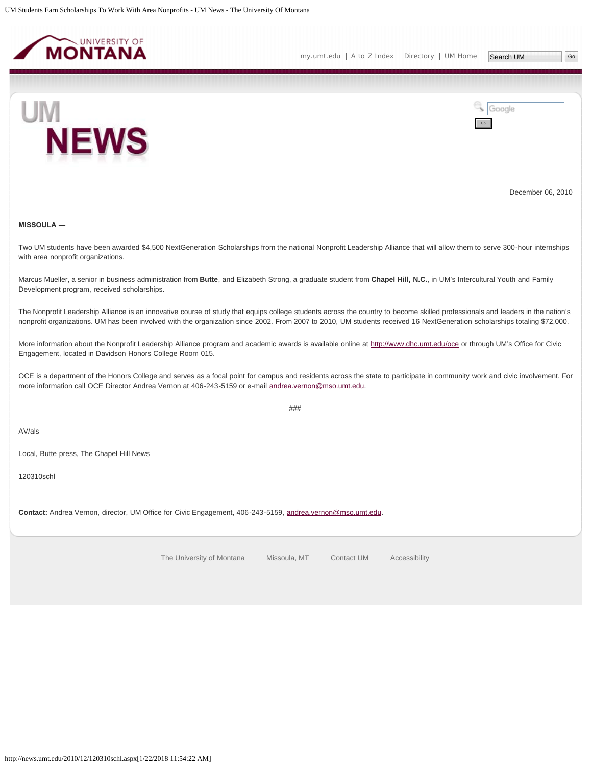December 06, 2010

**MISSOULA —**

Two UM students have been awarded $4,500 NextGeneration Scholarships from the national Nonprofit Leadership Alliance that will allow them to serve 300-hour internships with area nonprofit organizations.

Marcus Mueller, a senior in business administration from **Butte**, and Elizabeth Strong, a graduate student from **Chapel Hill, N.C.**, in UM's Intercultural Youth and Family Development program, received scholarships.

The Nonprofit Leadership Alliance is an innovative course of study that equips college students across the country to become skilled professionals and leaders in the nation's nonprofit organizations. UM has been involved with the organization since 2002. From 2007 to 2010, UM students received 16 NextGeneration scholarships totaling $72,000.

More information about the Nonprofit Leadership Alliance program and academic awards is available online at http://www.dhc.umt.edu/oce or through UM's Office for Civic Engagement, located in Davidson Honors College Room 015.

OCE is a department of the Honors College and serves as a focal point for campus and residents across the state to participate in community work and civic involvement. For more information call OCE Director Andrea Vernon at 406-243-5159 or e-mail andrea.vernon@mso.umt.edu.

###

AV/als

Local, Butte press, The Chapel Hill News

120310schl

**Contact:** Andrea Vernon, director, UM Office for Civic Engagement, 406-243-5159, andrea.vernon@mso.umt.edu.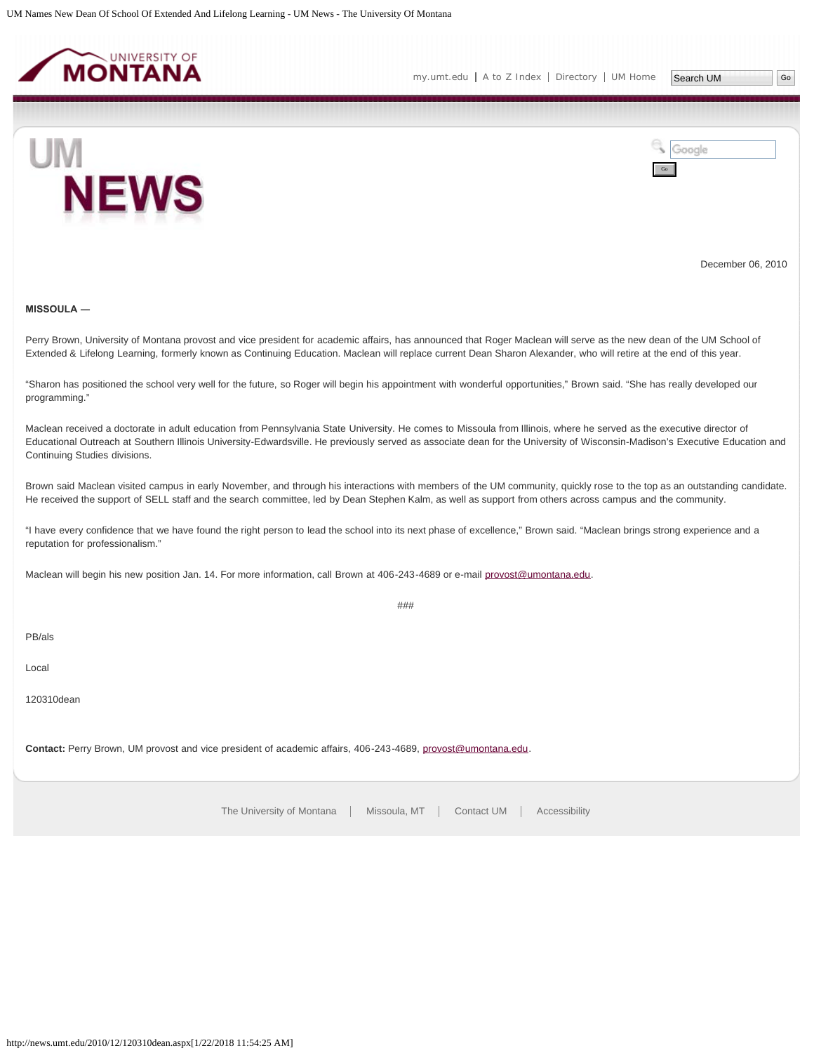December 06, 2010

**MISSOULA —**

Perry Brown, University of Montana provost and vice president for academic affairs, has announced that Roger Maclean will serve as the new dean of the UM School of Extended & Lifelong Learning, formerly known as Continuing Education. Maclean will replace current Dean Sharon Alexander, who will retire at the end of this year.

“Sharon has positioned the school very well for the future, so Roger will begin his appointment with wonderful opportunities,” Brown said. “She has really developed our programming.”

Maclean received a doctorate in adult education from Pennsylvania State University. He comes to Missoula from Illinois, where he served as the executive director of Educational Outreach at Southern Illinois University-Edwardsville. He previously served as associate dean for the University of Wisconsin-Madison’s Executive Education and Continuing Studies divisions.

Brown said Maclean visited campus in early November, and through his interactions with members of the UM community, quickly rose to the top as an outstanding candidate. He received the support of SELL staff and the search committee, led by Dean Stephen Kalm, as well as support from others across campus and the community.

“I have every confidence that we have found the right person to lead the school into its next phase of excellence,” Brown said. “Maclean brings strong experience and a reputation for professionalism.”

Maclean will begin his new position Jan. 14. For more information, call Brown at 406-243-4689 or e-mail provost@umontana.edu.

###

PB/als

Local

120310dean

**Contact:** Perry Brown, UM provost and vice president of academic affairs, 406-243-4689, provost@umontana.edu.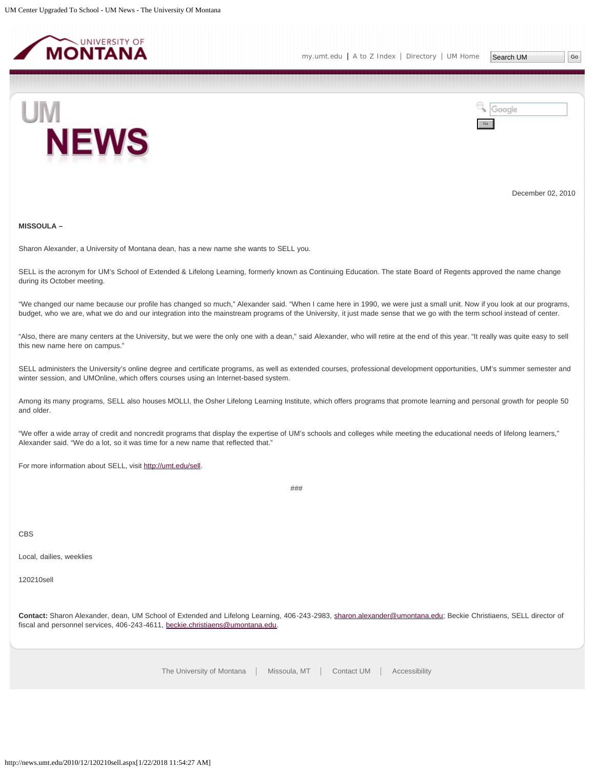December 02, 2010

**MISSOULA –**

Sharon Alexander, a University of Montana dean, has a new name she wants to SELL you.

SELL is the acronym for UM's School of Extended & Lifelong Learning, formerly known as Continuing Education. The state Board of Regents approved the name change during its October meeting.

"We changed our name because our profile has changed so much," Alexander said. "When I came here in 1990, we were just a small unit. Now if you look at our programs, budget, who we are, what we do and our integration into the mainstream programs of the University, it just made sense that we go with the term school instead of center.

"Also, there are many centers at the University, but we were the only one with a dean," said Alexander, who will retire at the end of this year. "It really was quite easy to sell this new name here on campus."

SELL administers the University's online degree and certificate programs, as well as extended courses, professional development opportunities, UM's summer semester and winter session, and UMOnline, which offers courses using an Internet-based system.

Among its many programs, SELL also houses MOLLI, the Osher Lifelong Learning Institute, which offers programs that promote learning and personal growth for people 50 and older.

"We offer a wide array of credit and noncredit programs that display the expertise of UM's schools and colleges while meeting the educational needs of lifelong learners," Alexander said. "We do a lot, so it was time for a new name that reflected that."

For more information about SELL, visit http://umt.edu/sell.

###

CBS

Local, dailies, weeklies

120210sell

**Contact:** Sharon Alexander, dean, UM School of Extended and Lifelong Learning, 406-243-2983, sharon.alexander@umontana.edu; Beckie Christiaens, SELL director of fiscal and personnel services, 406-243-4611, beckie.christiaens@umontana.edu.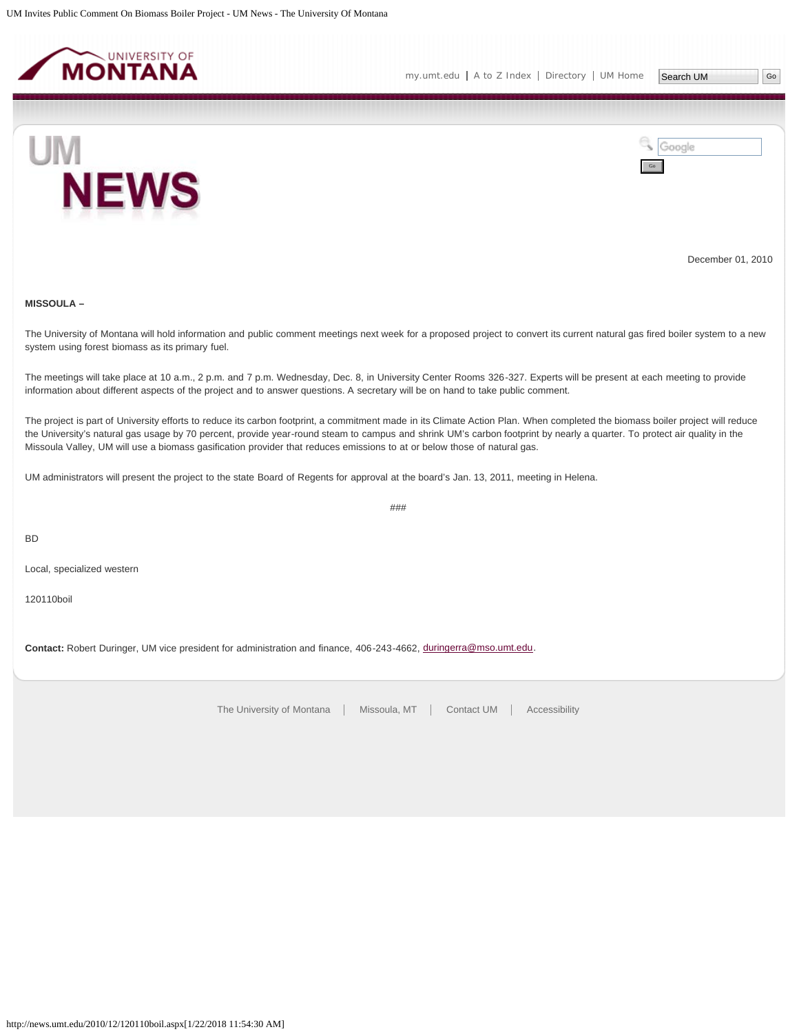December 01, 2010

**MISSOULA –**

The University of Montana will hold information and public comment meetings next week for a proposed project to convert its current natural gas fired boiler system to a new system using forest biomass as its primary fuel.

The meetings will take place at 10 a.m., 2 p.m. and 7 p.m. Wednesday, Dec. 8, in University Center Rooms 326-327. Experts will be present at each meeting to provide information about different aspects of the project and to answer questions. A secretary will be on hand to take public comment.

The project is part of University efforts to reduce its carbon footprint, a commitment made in its Climate Action Plan. When completed the biomass boiler project will reduce the University's natural gas usage by 70 percent, provide year-round steam to campus and shrink UM's carbon footprint by nearly a quarter. To protect air quality in the Missoula Valley, UM will use a biomass gasification provider that reduces emissions to at or below those of natural gas.

UM administrators will present the project to the state Board of Regents for approval at the board's Jan. 13, 2011, meeting in Helena.

###

BD

Local, specialized western

120110boil

**Contact:** Robert Duringer, UM vice president for administration and finance, 406-243-4662, duringerra@mso.umt.edu.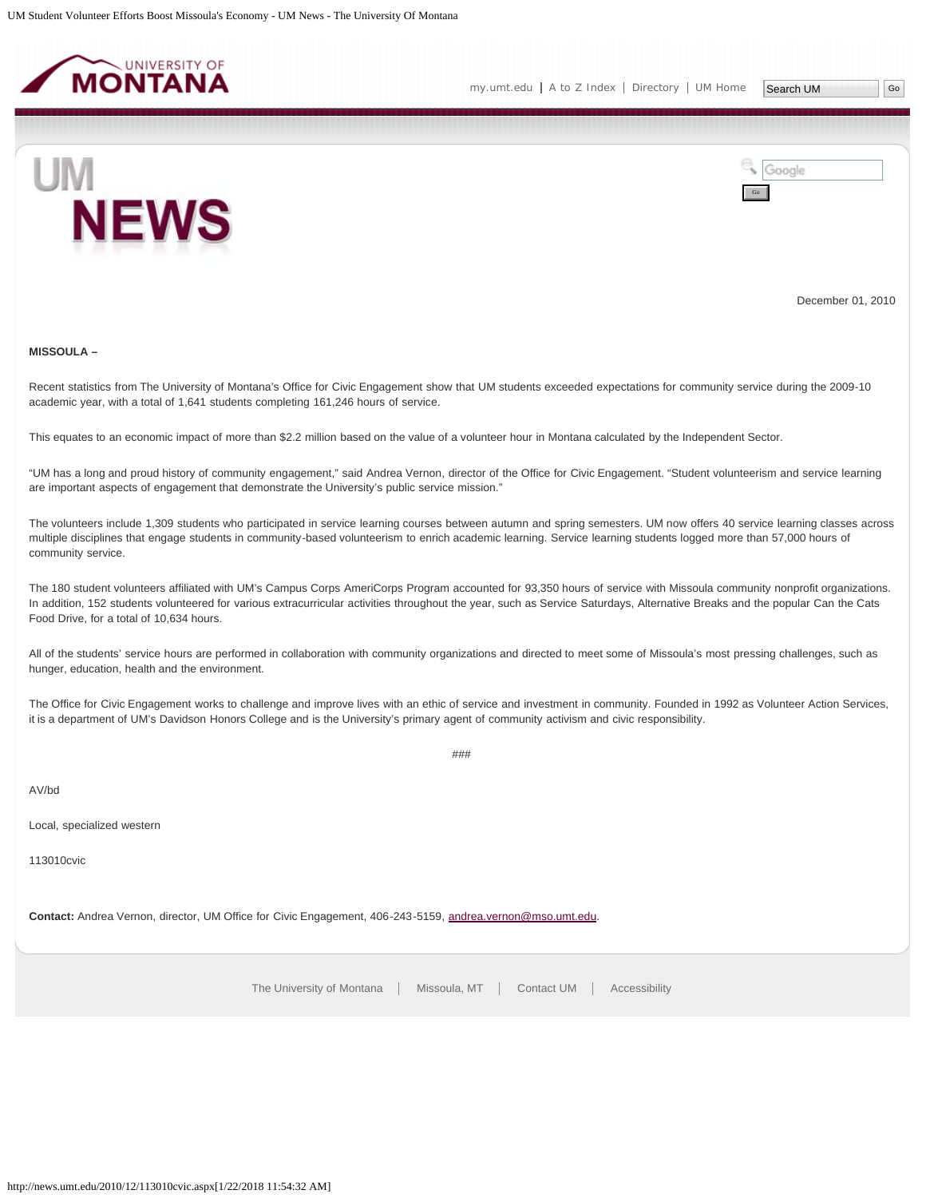December 01, 2010

**MISSOULA –**

Recent statistics from The University of Montana's Office for Civic Engagement show that UM students exceeded expectations for community service during the 2009-10 academic year, with a total of 1,641 students completing 161,246 hours of service.

This equates to an economic impact of more than $2.2 million based on the value of a volunteer hour in Montana calculated by the Independent Sector.

"UM has a long and proud history of community engagement," said Andrea Vernon, director of the Office for Civic Engagement. "Student volunteerism and service learning are important aspects of engagement that demonstrate the University's public service mission."

The volunteers include 1,309 students who participated in service learning courses between autumn and spring semesters. UM now offers 40 service learning classes across multiple disciplines that engage students in community-based volunteerism to enrich academic learning. Service learning students logged more than 57,000 hours of community service.

The 180 student volunteers affiliated with UM's Campus Corps AmeriCorps Program accounted for 93,350 hours of service with Missoula community nonprofit organizations. In addition, 152 students volunteered for various extracurricular activities throughout the year, such as Service Saturdays, Alternative Breaks and the popular Can the Cats Food Drive, for a total of 10,634 hours.

All of the students' service hours are performed in collaboration with community organizations and directed to meet some of Missoula's most pressing challenges, such as hunger, education, health and the environment.

The Office for Civic Engagement works to challenge and improve lives with an ethic of service and investment in community. Founded in 1992 as Volunteer Action Services, it is a department of UM's Davidson Honors College and is the University's primary agent of community activism and civic responsibility.

###

AV/bd

Local, specialized western

113010cvic

**Contact:** Andrea Vernon, director, UM Office for Civic Engagement, 406-243-5159, andrea.vernon@mso.umt.edu.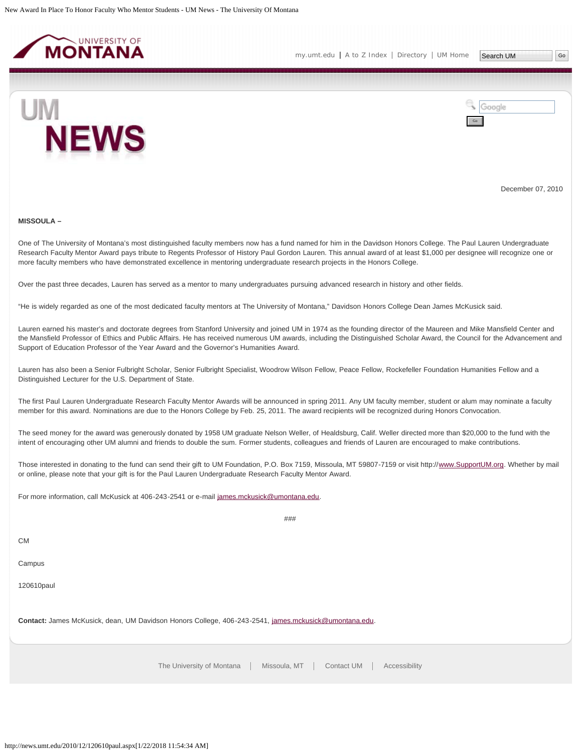December 07, 2010

**MISSOULA –**

One of The University of Montana's most distinguished faculty members now has a fund named for him in the Davidson Honors College. The Paul Lauren Undergraduate Research Faculty Mentor Award pays tribute to Regents Professor of History Paul Gordon Lauren. This annual award of at least $1,000 per designee will recognize one or more faculty members who have demonstrated excellence in mentoring undergraduate research projects in the Honors College.

Over the past three decades, Lauren has served as a mentor to many undergraduates pursuing advanced research in history and other fields.

"He is widely regarded as one of the most dedicated faculty mentors at The University of Montana," Davidson Honors College Dean James McKusick said.

Lauren earned his master's and doctorate degrees from Stanford University and joined UM in 1974 as the founding director of the Maureen and Mike Mansfield Center and the Mansfield Professor of Ethics and Public Affairs. He has received numerous UM awards, including the Distinguished Scholar Award, the Council for the Advancement and Support of Education Professor of the Year Award and the Governor's Humanities Award.

Lauren has also been a Senior Fulbright Scholar, Senior Fulbright Specialist, Woodrow Wilson Fellow, Peace Fellow, Rockefeller Foundation Humanities Fellow and a Distinguished Lecturer for the U.S. Department of State.

The first Paul Lauren Undergraduate Research Faculty Mentor Awards will be announced in spring 2011. Any UM faculty member, student or alum may nominate a faculty member for this award. Nominations are due to the Honors College by Feb. 25, 2011. The award recipients will be recognized during Honors Convocation.

The seed money for the award was generously donated by 1958 UM graduate Nelson Weller, of Healdsburg, Calif. Weller directed more than $20,000 to the fund with the intent of encouraging other UM alumni and friends to double the sum. Former students, colleagues and friends of Lauren are encouraged to make contributions.

Those interested in donating to the fund can send their gift to UM Foundation, P.O. Box 7159, Missoula, MT 59807-7159 or visit http://www.SupportUM.org. Whether by mail or online, please note that your gift is for the Paul Lauren Undergraduate Research Faculty Mentor Award.

For more information, call McKusick at 406-243-2541 or e-mail james.mckusick@umontana.edu.

###

CM

Campus

120610paul

**Contact:** James McKusick, dean, UM Davidson Honors College, 406-243-2541, james.mckusick@umontana.edu.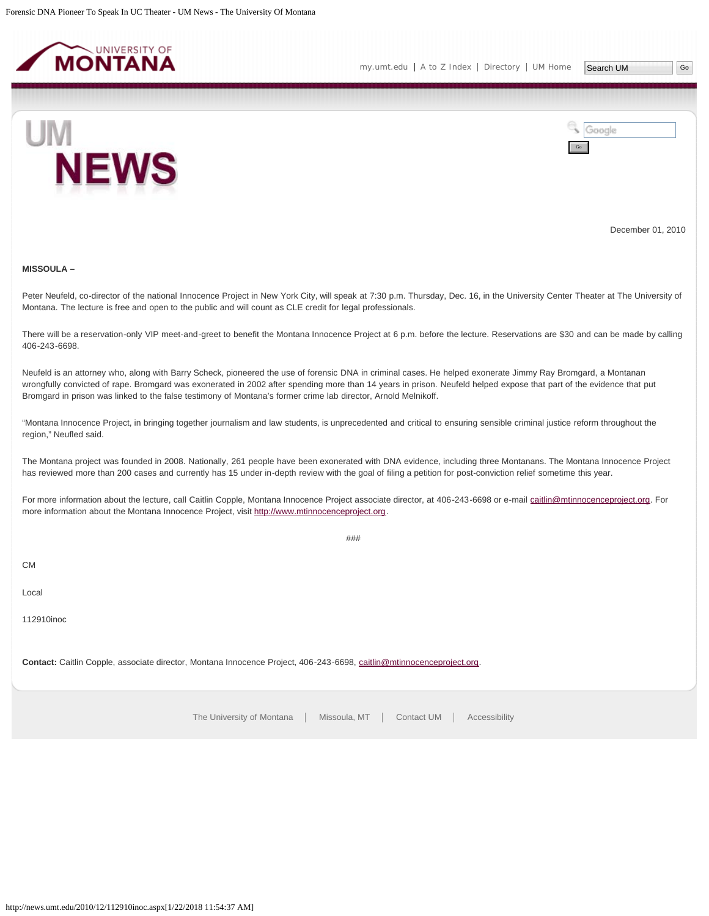December 01, 2010

**MISSOULA –**

Peter Neufeld, co-director of the national Innocence Project in New York City, will speak at 7:30 p.m. Thursday, Dec. 16, in the University Center Theater at The University of Montana. The lecture is free and open to the public and will count as CLE credit for legal professionals.

There will be a reservation-only VIP meet-and-greet to benefit the Montana Innocence Project at 6 p.m. before the lecture. Reservations are $30 and can be made by calling 406-243-6698.

Neufeld is an attorney who, along with Barry Scheck, pioneered the use of forensic DNA in criminal cases. He helped exonerate Jimmy Ray Bromgard, a Montanan wrongfully convicted of rape. Bromgard was exonerated in 2002 after spending more than 14 years in prison. Neufeld helped expose that part of the evidence that put Bromgard in prison was linked to the false testimony of Montana's former crime lab director, Arnold Melnikoff.

"Montana Innocence Project, in bringing together journalism and law students, is unprecedented and critical to ensuring sensible criminal justice reform throughout the region," Neufled said.

The Montana project was founded in 2008. Nationally, 261 people have been exonerated with DNA evidence, including three Montanans. The Montana Innocence Project has reviewed more than 200 cases and currently has 15 under in-depth review with the goal of filing a petition for post-conviction relief sometime this year.

For more information about the lecture, call Caitlin Copple, Montana Innocence Project associate director, at 406-243-6698 or e-mail caitlin@mtinnocenceproject.org. For more information about the Montana Innocence Project, visit http://www.mtinnocenceproject.org.

###

CM

Local

112910inoc

**Contact:** Caitlin Copple, associate director, Montana Innocence Project, 406-243-6698, caitlin@mtinnocenceproject.org.